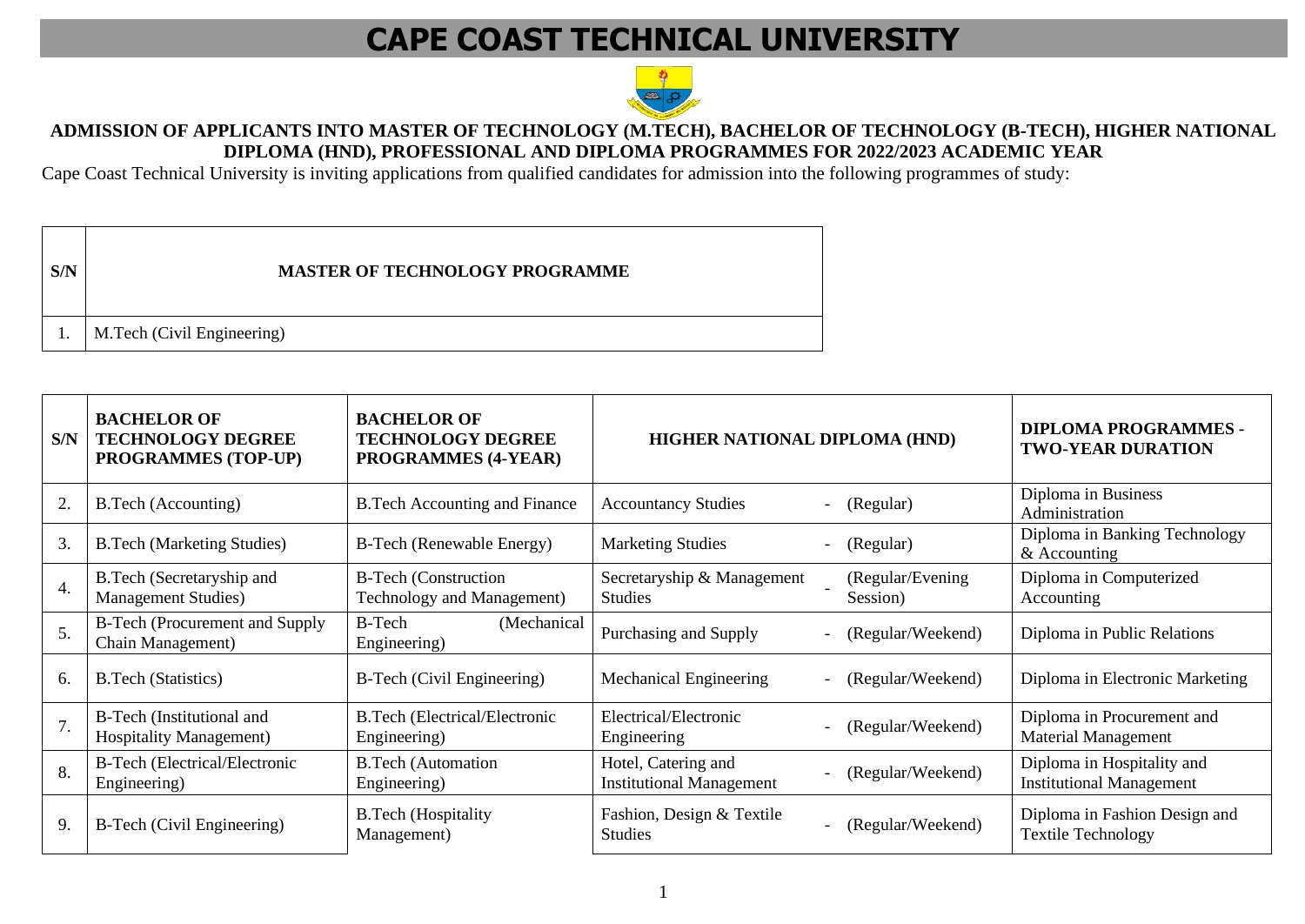# CAPE COAST TECHNICAL UNIVERSITY

**ADMISSION OF APPLICANTS INTO MASTER OF TECHNOLOGY (M.TECH), BACHELOR OF TECHNOLOGY (B-TECH), HIGHER NATIONAL DIPLOMA (HND), PROFESSIONAL AND DIPLOMA PROGRAMMES FOR 2022/2023 ACADEMIC YEAR**

Cape Coast Technical University is inviting applications from qualified candidates for admission into the following programmes of study:

| S/N | MASTER OF TECHNOLOGY PROGRAMME |
|---|---|
| 1. | M.Tech (Civil Engineering) |

| S/N | BACHELOR OF TECHNOLOGY DEGREE PROGRAMMES (TOP-UP) | BACHELOR OF TECHNOLOGY DEGREE PROGRAMMES (4-YEAR) | HIGHER NATIONAL DIPLOMA (HND) | | DIPLOMA PROGRAMMES - TWO-YEAR DURATION |
|---|---|---|---|---|---|
| 2. | B.Tech (Accounting) | B.Tech Accounting and Finance | Accountancy Studies | - (Regular) | Diploma in Business Administration |
| 3. | B.Tech (Marketing Studies) | B-Tech (Renewable Energy) | Marketing Studies | - (Regular) | Diploma in Banking Technology & Accounting |
| 4. | B.Tech (Secretaryship and Management Studies) | B-Tech (Construction Technology and Management) | Secretaryship & Management Studies | - (Regular/Evening Session) | Diploma in Computerized Accounting |
| 5. | B-Tech (Procurement and Supply Chain Management) | B-Tech (Mechanical Engineering) | Purchasing and Supply | - (Regular/Weekend) | Diploma in Public Relations |
| 6. | B.Tech (Statistics) | B-Tech (Civil Engineering) | Mechanical Engineering | - (Regular/Weekend) | Diploma in Electronic Marketing |
| 7. | B-Tech (Institutional and Hospitality Management) | B.Tech (Electrical/Electronic Engineering) | Electrical/Electronic Engineering | - (Regular/Weekend) | Diploma in Procurement and Material Management |
| 8. | B-Tech (Electrical/Electronic Engineering) | B.Tech (Automation Engineering) | Hotel, Catering and Institutional Management | - (Regular/Weekend) | Diploma in Hospitality and Institutional Management |
| 9. | B-Tech (Civil Engineering) | B.Tech (Hospitality Management) | Fashion, Design & Textile Studies | - (Regular/Weekend) | Diploma in Fashion Design and Textile Technology |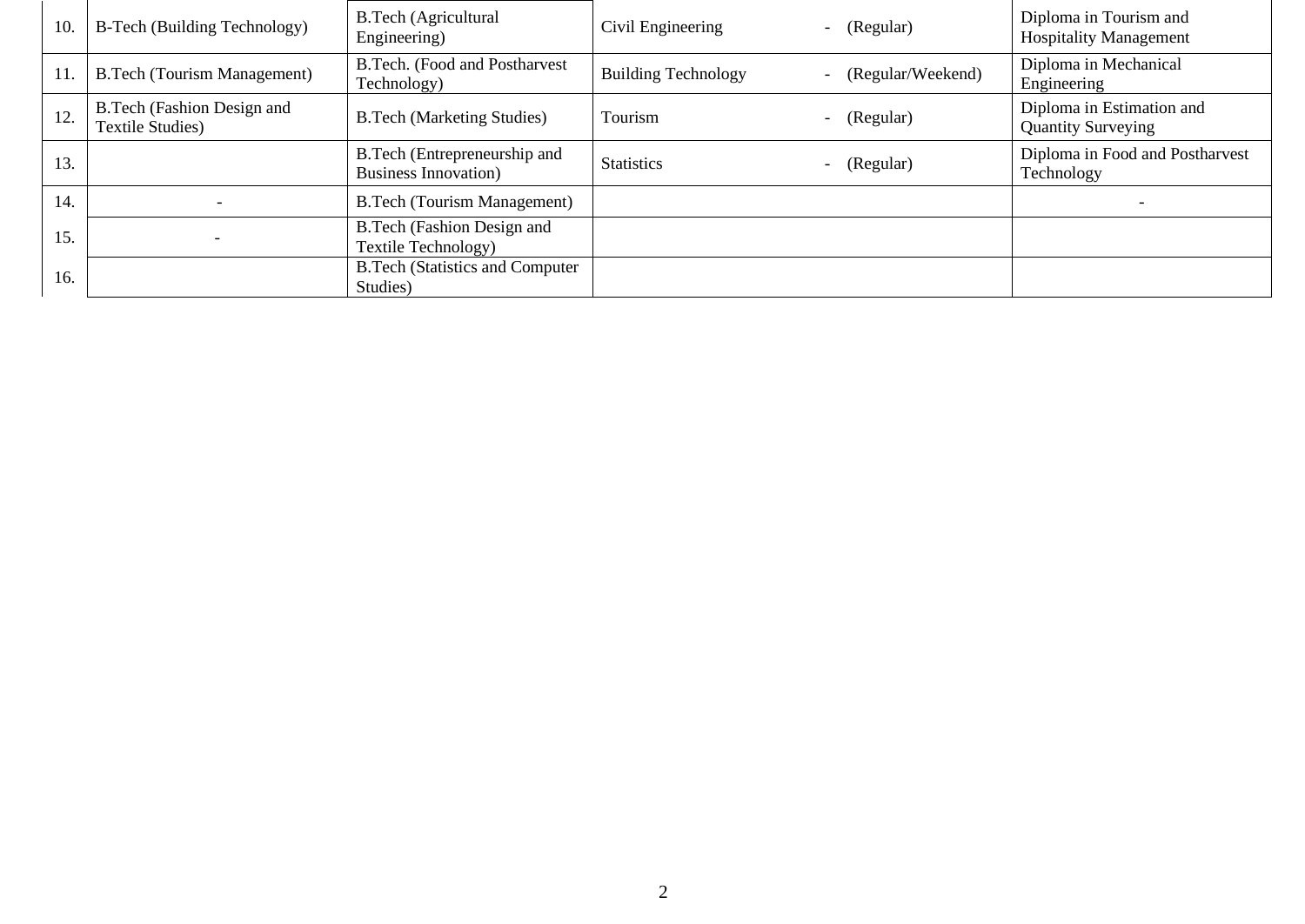| | | | | |
|---|---|---|---|---|
| 10. | B-Tech (Building Technology) | B.Tech (Agricultural Engineering) | Civil Engineering - (Regular) | Diploma in Tourism and Hospitality Management |
| 11. | B.Tech (Tourism Management) | B.Tech. (Food and Postharvest Technology) | Building Technology - (Regular/Weekend) | Diploma in Mechanical Engineering |
| 12. | B.Tech (Fashion Design and Textile Studies) | B.Tech (Marketing Studies) | Tourism - (Regular) | Diploma in Estimation and Quantity Surveying |
| 13. | | B.Tech (Entrepreneurship and Business Innovation) | Statistics - (Regular) | Diploma in Food and Postharvest Technology |
| 14. | - | B.Tech (Tourism Management) | | - |
| 15. | - | B.Tech (Fashion Design and Textile Technology) | | |
| 16. | | B.Tech (Statistics and Computer Studies) | | |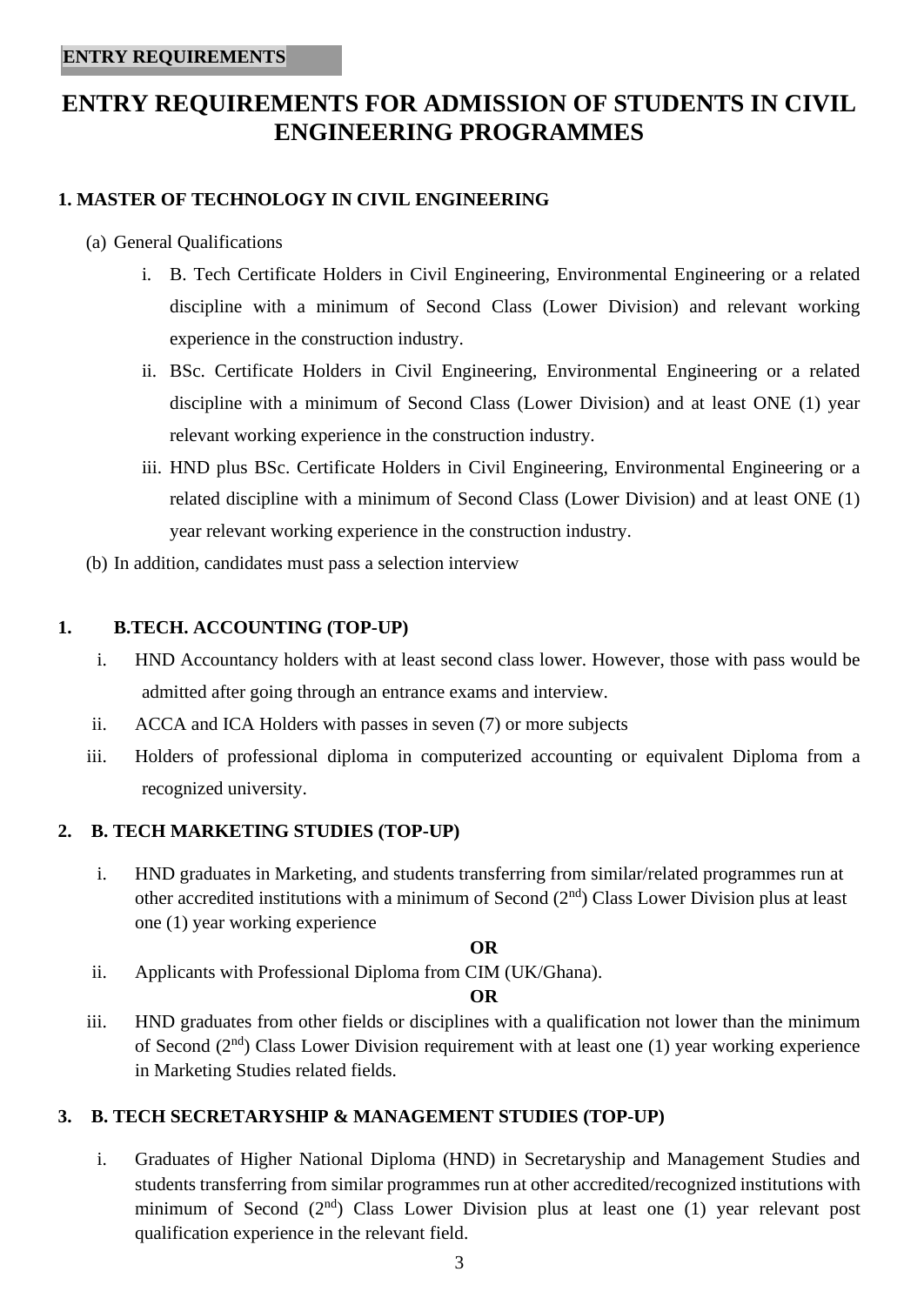**ENTRY REQUIREMENTS**

# ENTRY REQUIREMENTS FOR ADMISSION OF STUDENTS IN CIVIL ENGINEERING PROGRAMMES

### 1. MASTER OF TECHNOLOGY IN CIVIL ENGINEERING

(a) General Qualifications

i. B. Tech Certificate Holders in Civil Engineering, Environmental Engineering or a related discipline with a minimum of Second Class (Lower Division) and relevant working experience in the construction industry.

ii. BSc. Certificate Holders in Civil Engineering, Environmental Engineering or a related discipline with a minimum of Second Class (Lower Division) and at least ONE (1) year relevant working experience in the construction industry.

iii. HND plus BSc. Certificate Holders in Civil Engineering, Environmental Engineering or a related discipline with a minimum of Second Class (Lower Division) and at least ONE (1) year relevant working experience in the construction industry.

(b) In addition, candidates must pass a selection interview

### 1. B.TECH. ACCOUNTING (TOP-UP)

i. HND Accountancy holders with at least second class lower. However, those with pass would be admitted after going through an entrance exams and interview.

ii. ACCA and ICA Holders with passes in seven (7) or more subjects

iii. Holders of professional diploma in computerized accounting or equivalent Diploma from a recognized university.

### 2. B. TECH MARKETING STUDIES (TOP-UP)

i. HND graduates in Marketing, and students transferring from similar/related programmes run at other accredited institutions with a minimum of Second (2nd) Class Lower Division plus at least one (1) year working experience

**OR**

ii. Applicants with Professional Diploma from CIM (UK/Ghana).

**OR**

iii. HND graduates from other fields or disciplines with a qualification not lower than the minimum of Second (2nd) Class Lower Division requirement with at least one (1) year working experience in Marketing Studies related fields.

### 3. B. TECH SECRETARYSHIP & MANAGEMENT STUDIES (TOP-UP)

i. Graduates of Higher National Diploma (HND) in Secretaryship and Management Studies and students transferring from similar programmes run at other accredited/recognized institutions with minimum of Second (2nd) Class Lower Division plus at least one (1) year relevant post qualification experience in the relevant field.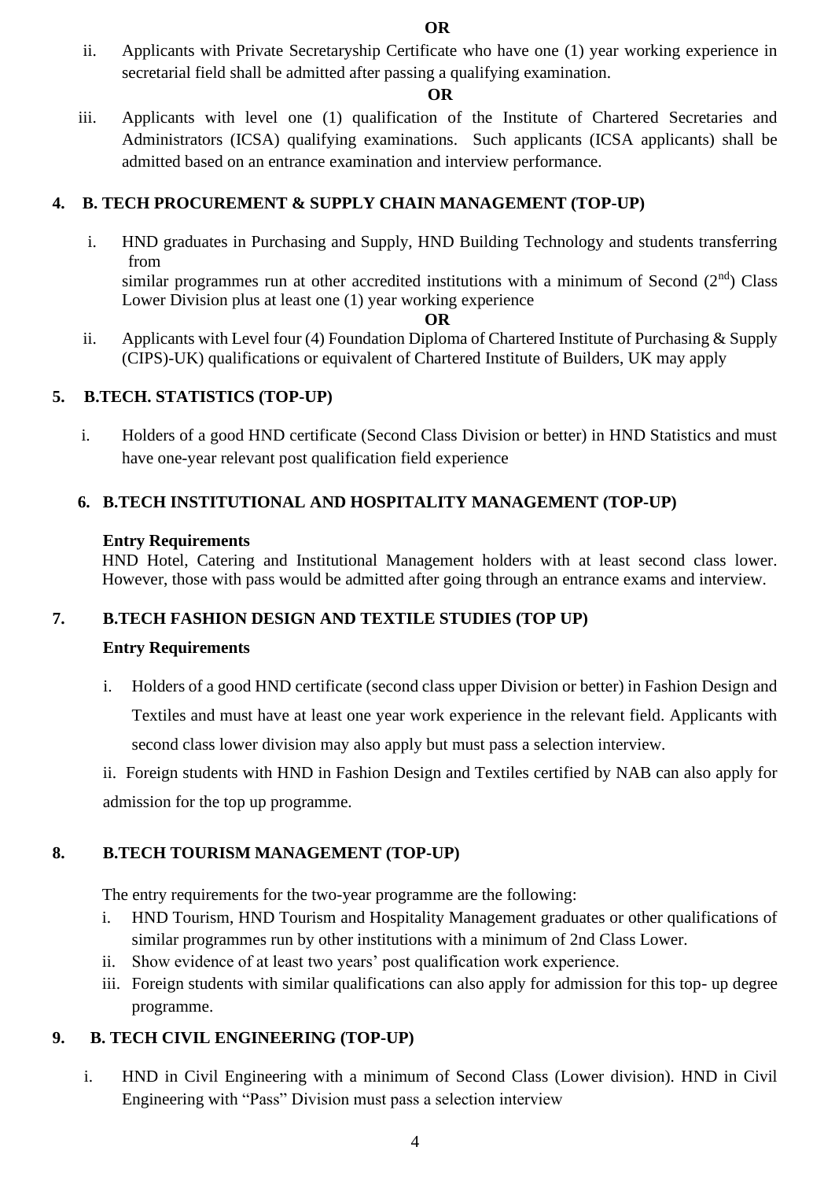**OR**

ii. Applicants with Private Secretaryship Certificate who have one (1) year working experience in secretarial field shall be admitted after passing a qualifying examination.

**OR**

iii. Applicants with level one (1) qualification of the Institute of Chartered Secretaries and Administrators (ICSA) qualifying examinations. Such applicants (ICSA applicants) shall be admitted based on an entrance examination and interview performance.

## 4. B. TECH PROCUREMENT & SUPPLY CHAIN MANAGEMENT (TOP-UP)

i. HND graduates in Purchasing and Supply, HND Building Technology and students transferring from similar programmes run at other accredited institutions with a minimum of Second ($2^{nd}$) Class Lower Division plus at least one (1) year working experience

**OR**

ii. Applicants with Level four (4) Foundation Diploma of Chartered Institute of Purchasing & Supply (CIPS)-UK) qualifications or equivalent of Chartered Institute of Builders, UK may apply

## 5. B.TECH. STATISTICS (TOP-UP)

i. Holders of a good HND certificate (Second Class Division or better) in HND Statistics and must have one-year relevant post qualification field experience

## 6. B.TECH INSTITUTIONAL AND HOSPITALITY MANAGEMENT (TOP-UP)

**Entry Requirements**

HND Hotel, Catering and Institutional Management holders with at least second class lower. However, those with pass would be admitted after going through an entrance exams and interview.

## 7. B.TECH FASHION DESIGN AND TEXTILE STUDIES (TOP UP)

**Entry Requirements**

i. Holders of a good HND certificate (second class upper Division or better) in Fashion Design and Textiles and must have at least one year work experience in the relevant field. Applicants with second class lower division may also apply but must pass a selection interview.

ii. Foreign students with HND in Fashion Design and Textiles certified by NAB can also apply for admission for the top up programme.

## 8. B.TECH TOURISM MANAGEMENT (TOP-UP)

The entry requirements for the two-year programme are the following:

i. HND Tourism, HND Tourism and Hospitality Management graduates or other qualifications of similar programmes run by other institutions with a minimum of 2nd Class Lower.
ii. Show evidence of at least two years' post qualification work experience.
iii. Foreign students with similar qualifications can also apply for admission for this top- up degree programme.

## 9. B. TECH CIVIL ENGINEERING (TOP-UP)

i. HND in Civil Engineering with a minimum of Second Class (Lower division). HND in Civil Engineering with "Pass" Division must pass a selection interview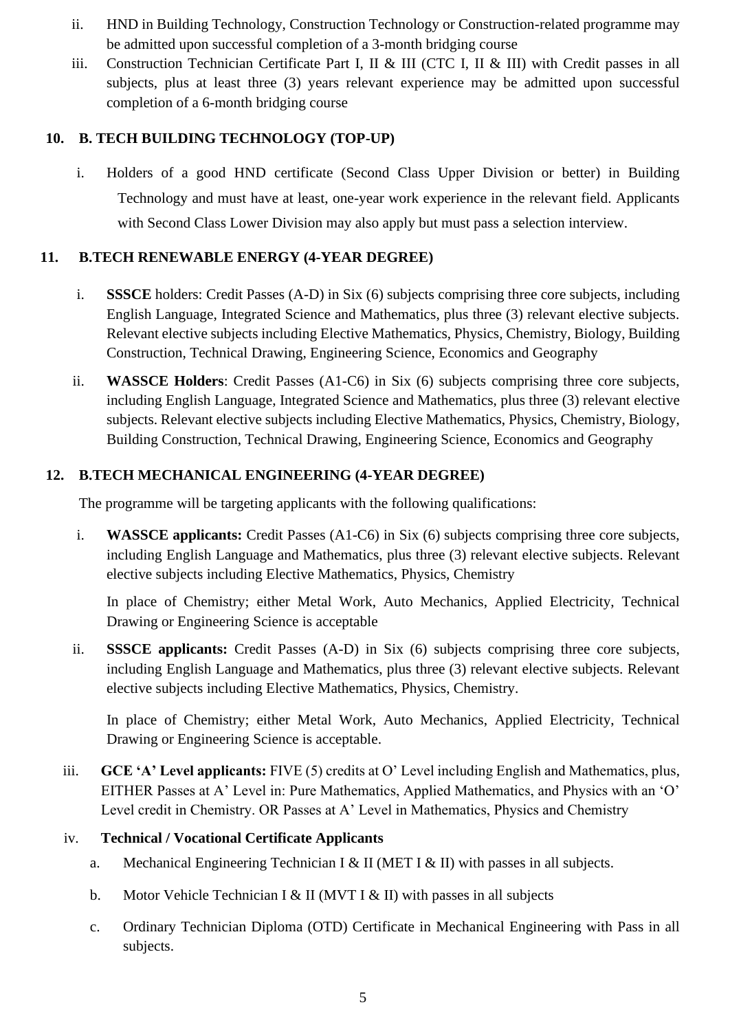ii. HND in Building Technology, Construction Technology or Construction-related programme may be admitted upon successful completion of a 3-month bridging course

iii. Construction Technician Certificate Part I, II & III (CTC I, II & III) with Credit passes in all subjects, plus at least three (3) years relevant experience may be admitted upon successful completion of a 6-month bridging course

## 10. B. TECH BUILDING TECHNOLOGY (TOP-UP)

i. Holders of a good HND certificate (Second Class Upper Division or better) in Building Technology and must have at least, one-year work experience in the relevant field. Applicants with Second Class Lower Division may also apply but must pass a selection interview.

## 11. B.TECH RENEWABLE ENERGY (4-YEAR DEGREE)

i. **SSSCE** holders: Credit Passes (A-D) in Six (6) subjects comprising three core subjects, including English Language, Integrated Science and Mathematics, plus three (3) relevant elective subjects. Relevant elective subjects including Elective Mathematics, Physics, Chemistry, Biology, Building Construction, Technical Drawing, Engineering Science, Economics and Geography

ii. **WASSCE Holders**: Credit Passes (A1-C6) in Six (6) subjects comprising three core subjects, including English Language, Integrated Science and Mathematics, plus three (3) relevant elective subjects. Relevant elective subjects including Elective Mathematics, Physics, Chemistry, Biology, Building Construction, Technical Drawing, Engineering Science, Economics and Geography

## 12. B.TECH MECHANICAL ENGINEERING (4-YEAR DEGREE)

The programme will be targeting applicants with the following qualifications:

i. **WASSCE applicants:** Credit Passes (A1-C6) in Six (6) subjects comprising three core subjects, including English Language and Mathematics, plus three (3) relevant elective subjects. Relevant elective subjects including Elective Mathematics, Physics, Chemistry

In place of Chemistry; either Metal Work, Auto Mechanics, Applied Electricity, Technical Drawing or Engineering Science is acceptable

ii. **SSSCE applicants:** Credit Passes (A-D) in Six (6) subjects comprising three core subjects, including English Language and Mathematics, plus three (3) relevant elective subjects. Relevant elective subjects including Elective Mathematics, Physics, Chemistry.

In place of Chemistry; either Metal Work, Auto Mechanics, Applied Electricity, Technical Drawing or Engineering Science is acceptable.

iii. **GCE 'A' Level applicants:** FIVE (5) credits at O' Level including English and Mathematics, plus, EITHER Passes at A' Level in: Pure Mathematics, Applied Mathematics, and Physics with an 'O' Level credit in Chemistry. OR Passes at A' Level in Mathematics, Physics and Chemistry

iv. **Technical / Vocational Certificate Applicants**

a. Mechanical Engineering Technician I & II (MET I & II) with passes in all subjects.

b. Motor Vehicle Technician I & II (MVT I & II) with passes in all subjects

c. Ordinary Technician Diploma (OTD) Certificate in Mechanical Engineering with Pass in all subjects.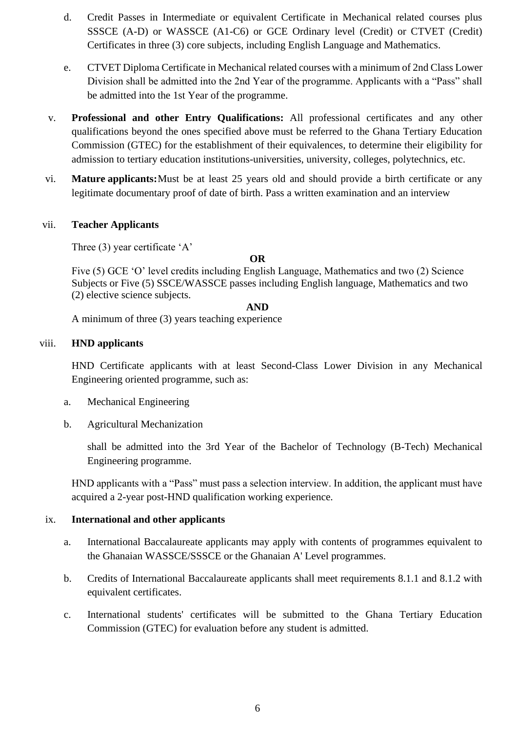d. Credit Passes in Intermediate or equivalent Certificate in Mechanical related courses plus SSSCE (A-D) or WASSCE (A1-C6) or GCE Ordinary level (Credit) or CTVET (Credit) Certificates in three (3) core subjects, including English Language and Mathematics.

e. CTVET Diploma Certificate in Mechanical related courses with a minimum of 2nd Class Lower Division shall be admitted into the 2nd Year of the programme. Applicants with a "Pass" shall be admitted into the 1st Year of the programme.

v. **Professional and other Entry Qualifications:** All professional certificates and any other qualifications beyond the ones specified above must be referred to the Ghana Tertiary Education Commission (GTEC) for the establishment of their equivalences, to determine their eligibility for admission to tertiary education institutions-universities, university, colleges, polytechnics, etc.

vi. **Mature applicants:**Must be at least 25 years old and should provide a birth certificate or any legitimate documentary proof of date of birth. Pass a written examination and an interview

vii. **Teacher Applicants**

Three (3) year certificate 'A'

**OR**

Five (5) GCE 'O' level credits including English Language, Mathematics and two (2) Science Subjects or Five (5) SSCE/WASSCE passes including English language, Mathematics and two (2) elective science subjects.

**AND**

A minimum of three (3) years teaching experience

viii. **HND applicants**

HND Certificate applicants with at least Second-Class Lower Division in any Mechanical Engineering oriented programme, such as:

a. Mechanical Engineering

b. Agricultural Mechanization

shall be admitted into the 3rd Year of the Bachelor of Technology (B-Tech) Mechanical Engineering programme.

HND applicants with a "Pass" must pass a selection interview. In addition, the applicant must have acquired a 2-year post-HND qualification working experience.

ix. **International and other applicants**

a. International Baccalaureate applicants may apply with contents of programmes equivalent to the Ghanaian WASSCE/SSSCE or the Ghanaian A' Level programmes.

b. Credits of International Baccalaureate applicants shall meet requirements 8.1.1 and 8.1.2 with equivalent certificates.

c. International students' certificates will be submitted to the Ghana Tertiary Education Commission (GTEC) for evaluation before any student is admitted.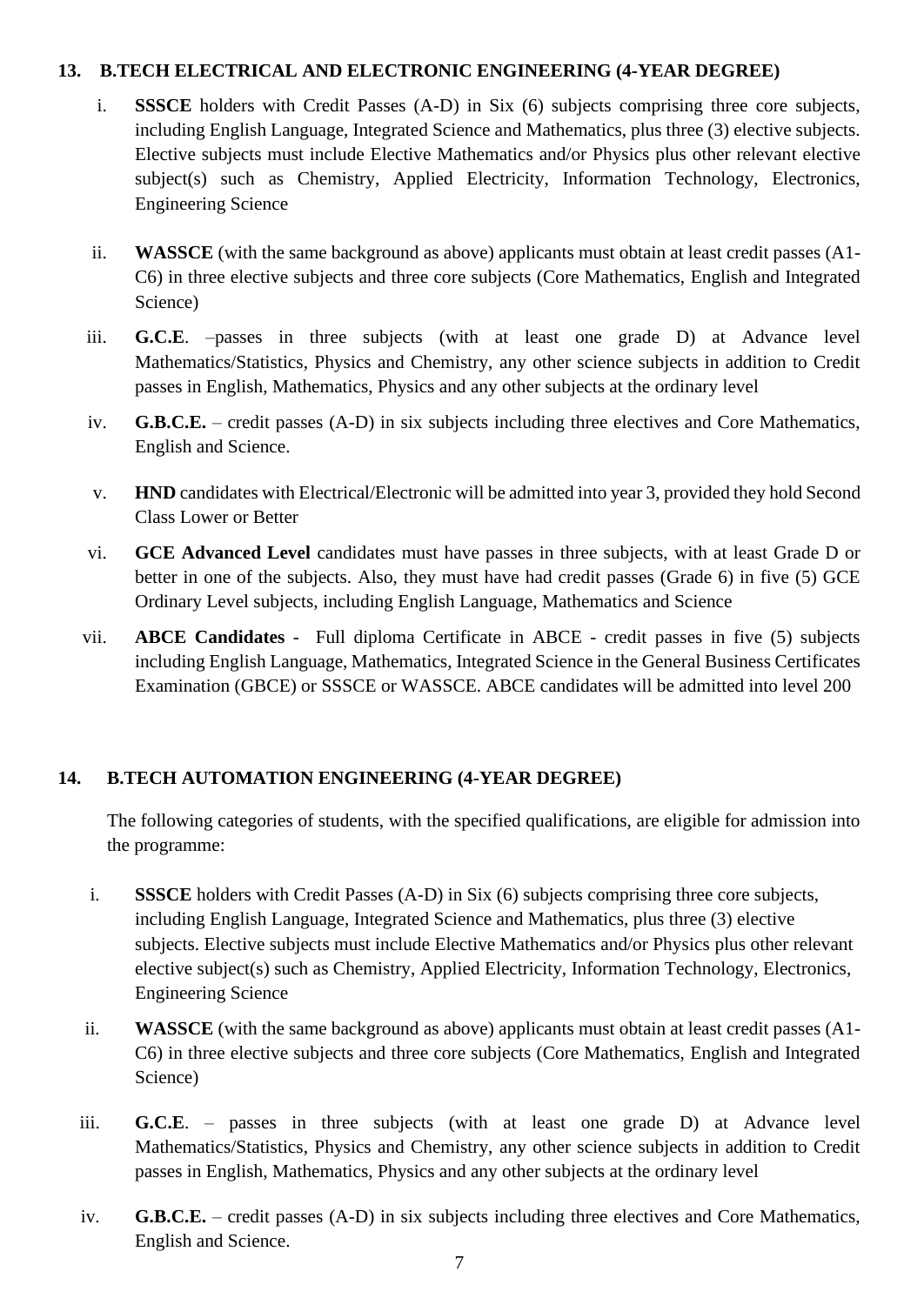## 13. B.TECH ELECTRICAL AND ELECTRONIC ENGINEERING (4-YEAR DEGREE)

i. **SSSCE** holders with Credit Passes (A-D) in Six (6) subjects comprising three core subjects, including English Language, Integrated Science and Mathematics, plus three (3) elective subjects. Elective subjects must include Elective Mathematics and/or Physics plus other relevant elective subject(s) such as Chemistry, Applied Electricity, Information Technology, Electronics, Engineering Science

ii. **WASSCE** (with the same background as above) applicants must obtain at least credit passes (A1-C6) in three elective subjects and three core subjects (Core Mathematics, English and Integrated Science)

iii. **G.C.E**. –passes in three subjects (with at least one grade D) at Advance level Mathematics/Statistics, Physics and Chemistry, any other science subjects in addition to Credit passes in English, Mathematics, Physics and any other subjects at the ordinary level

iv. **G.B.C.E.** – credit passes (A-D) in six subjects including three electives and Core Mathematics, English and Science.

v. **HND** candidates with Electrical/Electronic will be admitted into year 3, provided they hold Second Class Lower or Better

vi. **GCE Advanced Level** candidates must have passes in three subjects, with at least Grade D or better in one of the subjects. Also, they must have had credit passes (Grade 6) in five (5) GCE Ordinary Level subjects, including English Language, Mathematics and Science

vii. **ABCE Candidates** - Full diploma Certificate in ABCE - credit passes in five (5) subjects including English Language, Mathematics, Integrated Science in the General Business Certificates Examination (GBCE) or SSSCE or WASSCE. ABCE candidates will be admitted into level 200

## 14. B.TECH AUTOMATION ENGINEERING (4-YEAR DEGREE)

The following categories of students, with the specified qualifications, are eligible for admission into the programme:

i. **SSSCE** holders with Credit Passes (A-D) in Six (6) subjects comprising three core subjects, including English Language, Integrated Science and Mathematics, plus three (3) elective subjects. Elective subjects must include Elective Mathematics and/or Physics plus other relevant elective subject(s) such as Chemistry, Applied Electricity, Information Technology, Electronics, Engineering Science

ii. **WASSCE** (with the same background as above) applicants must obtain at least credit passes (A1-C6) in three elective subjects and three core subjects (Core Mathematics, English and Integrated Science)

iii. **G.C.E**. – passes in three subjects (with at least one grade D) at Advance level Mathematics/Statistics, Physics and Chemistry, any other science subjects in addition to Credit passes in English, Mathematics, Physics and any other subjects at the ordinary level

iv. **G.B.C.E.** – credit passes (A-D) in six subjects including three electives and Core Mathematics, English and Science.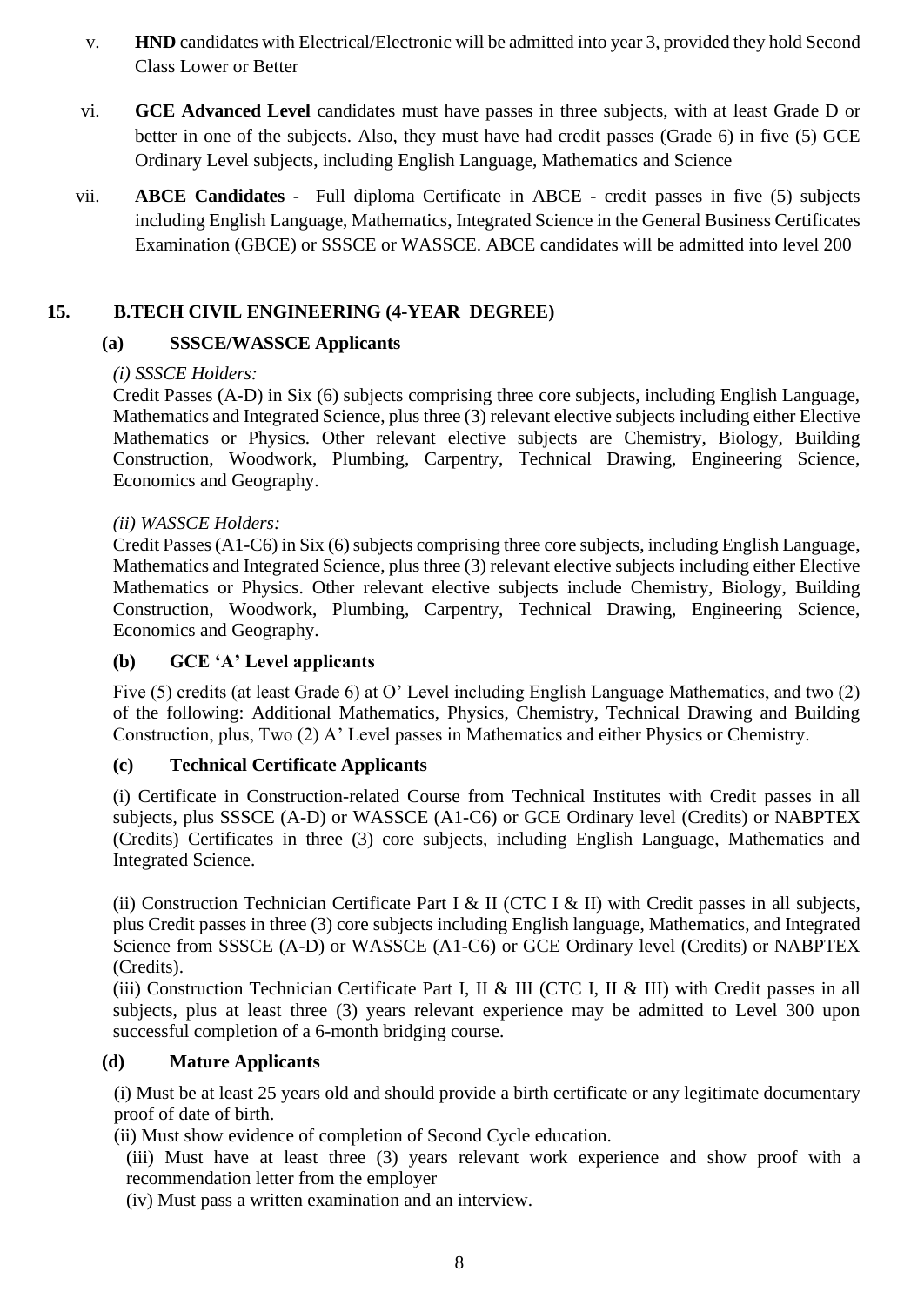v. **HND** candidates with Electrical/Electronic will be admitted into year 3, provided they hold Second Class Lower or Better

vi. **GCE Advanced Level** candidates must have passes in three subjects, with at least Grade D or better in one of the subjects. Also, they must have had credit passes (Grade 6) in five (5) GCE Ordinary Level subjects, including English Language, Mathematics and Science

vii. **ABCE Candidates** - Full diploma Certificate in ABCE - credit passes in five (5) subjects including English Language, Mathematics, Integrated Science in the General Business Certificates Examination (GBCE) or SSSCE or WASSCE. ABCE candidates will be admitted into level 200

## 15. B.TECH CIVIL ENGINEERING (4-YEAR DEGREE)

### (a) SSSCE/WASSCE Applicants

*(i) SSSCE Holders:*

Credit Passes (A-D) in Six (6) subjects comprising three core subjects, including English Language, Mathematics and Integrated Science, plus three (3) relevant elective subjects including either Elective Mathematics or Physics. Other relevant elective subjects are Chemistry, Biology, Building Construction, Woodwork, Plumbing, Carpentry, Technical Drawing, Engineering Science, Economics and Geography.

*(ii) WASSCE Holders:*

Credit Passes (A1-C6) in Six (6) subjects comprising three core subjects, including English Language, Mathematics and Integrated Science, plus three (3) relevant elective subjects including either Elective Mathematics or Physics. Other relevant elective subjects include Chemistry, Biology, Building Construction, Woodwork, Plumbing, Carpentry, Technical Drawing, Engineering Science, Economics and Geography.

### (b) GCE 'A' Level applicants

Five (5) credits (at least Grade 6) at O' Level including English Language Mathematics, and two (2) of the following: Additional Mathematics, Physics, Chemistry, Technical Drawing and Building Construction, plus, Two (2) A' Level passes in Mathematics and either Physics or Chemistry.

### (c) Technical Certificate Applicants

(i) Certificate in Construction-related Course from Technical Institutes with Credit passes in all subjects, plus SSSCE (A-D) or WASSCE (A1-C6) or GCE Ordinary level (Credits) or NABPTEX (Credits) Certificates in three (3) core subjects, including English Language, Mathematics and Integrated Science.

(ii) Construction Technician Certificate Part I & II (CTC I & II) with Credit passes in all subjects, plus Credit passes in three (3) core subjects including English language, Mathematics, and Integrated Science from SSSCE (A-D) or WASSCE (A1-C6) or GCE Ordinary level (Credits) or NABPTEX (Credits).

(iii) Construction Technician Certificate Part I, II & III (CTC I, II & III) with Credit passes in all subjects, plus at least three (3) years relevant experience may be admitted to Level 300 upon successful completion of a 6-month bridging course.

### (d) Mature Applicants

(i) Must be at least 25 years old and should provide a birth certificate or any legitimate documentary proof of date of birth.

(ii) Must show evidence of completion of Second Cycle education.

(iii) Must have at least three (3) years relevant work experience and show proof with a recommendation letter from the employer

(iv) Must pass a written examination and an interview.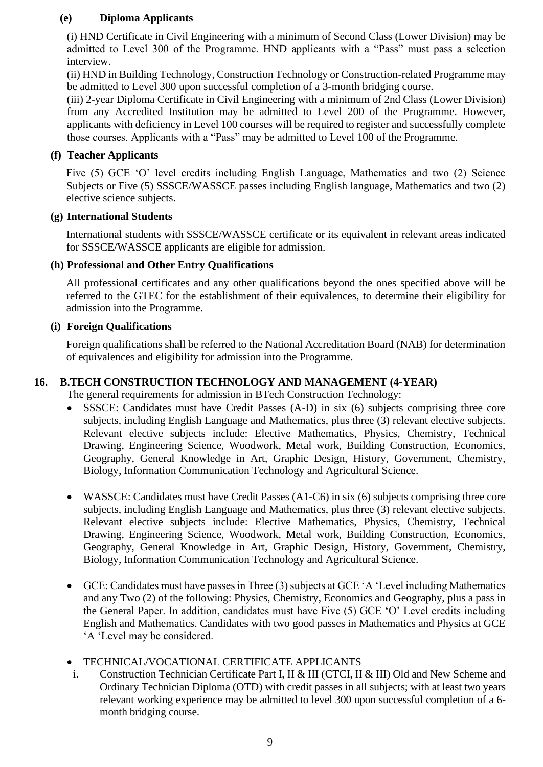**(e) Diploma Applicants**

(i) HND Certificate in Civil Engineering with a minimum of Second Class (Lower Division) may be admitted to Level 300 of the Programme. HND applicants with a "Pass" must pass a selection interview.
(ii) HND in Building Technology, Construction Technology or Construction-related Programme may be admitted to Level 300 upon successful completion of a 3-month bridging course.
(iii) 2-year Diploma Certificate in Civil Engineering with a minimum of 2nd Class (Lower Division) from any Accredited Institution may be admitted to Level 200 of the Programme. However, applicants with deficiency in Level 100 courses will be required to register and successfully complete those courses. Applicants with a "Pass" may be admitted to Level 100 of the Programme.

**(f) Teacher Applicants**

Five (5) GCE 'O' level credits including English Language, Mathematics and two (2) Science Subjects or Five (5) SSSCE/WASSCE passes including English language, Mathematics and two (2) elective science subjects.

**(g) International Students**

International students with SSSCE/WASSCE certificate or its equivalent in relevant areas indicated for SSSCE/WASSCE applicants are eligible for admission.

**(h) Professional and Other Entry Qualifications**

All professional certificates and any other qualifications beyond the ones specified above will be referred to the GTEC for the establishment of their equivalences, to determine their eligibility for admission into the Programme.

**(i) Foreign Qualifications**

Foreign qualifications shall be referred to the National Accreditation Board (NAB) for determination of equivalences and eligibility for admission into the Programme.

## 16. B.TECH CONSTRUCTION TECHNOLOGY AND MANAGEMENT (4-YEAR)

The general requirements for admission in BTech Construction Technology:

- SSSCE: Candidates must have Credit Passes (A-D) in six (6) subjects comprising three core subjects, including English Language and Mathematics, plus three (3) relevant elective subjects. Relevant elective subjects include: Elective Mathematics, Physics, Chemistry, Technical Drawing, Engineering Science, Woodwork, Metal work, Building Construction, Economics, Geography, General Knowledge in Art, Graphic Design, History, Government, Chemistry, Biology, Information Communication Technology and Agricultural Science.

- WASSCE: Candidates must have Credit Passes (A1-C6) in six (6) subjects comprising three core subjects, including English Language and Mathematics, plus three (3) relevant elective subjects. Relevant elective subjects include: Elective Mathematics, Physics, Chemistry, Technical Drawing, Engineering Science, Woodwork, Metal work, Building Construction, Economics, Geography, General Knowledge in Art, Graphic Design, History, Government, Chemistry, Biology, Information Communication Technology and Agricultural Science.

- GCE: Candidates must have passes in Three (3) subjects at GCE 'A 'Level including Mathematics and any Two (2) of the following: Physics, Chemistry, Economics and Geography, plus a pass in the General Paper. In addition, candidates must have Five (5) GCE 'O' Level credits including English and Mathematics. Candidates with two good passes in Mathematics and Physics at GCE 'A 'Level may be considered.

- TECHNICAL/VOCATIONAL CERTIFICATE APPLICANTS

  i. Construction Technician Certificate Part I, II & III (CTCI, II & III) Old and New Scheme and Ordinary Technician Diploma (OTD) with credit passes in all subjects; with at least two years relevant working experience may be admitted to level 300 upon successful completion of a 6-month bridging course.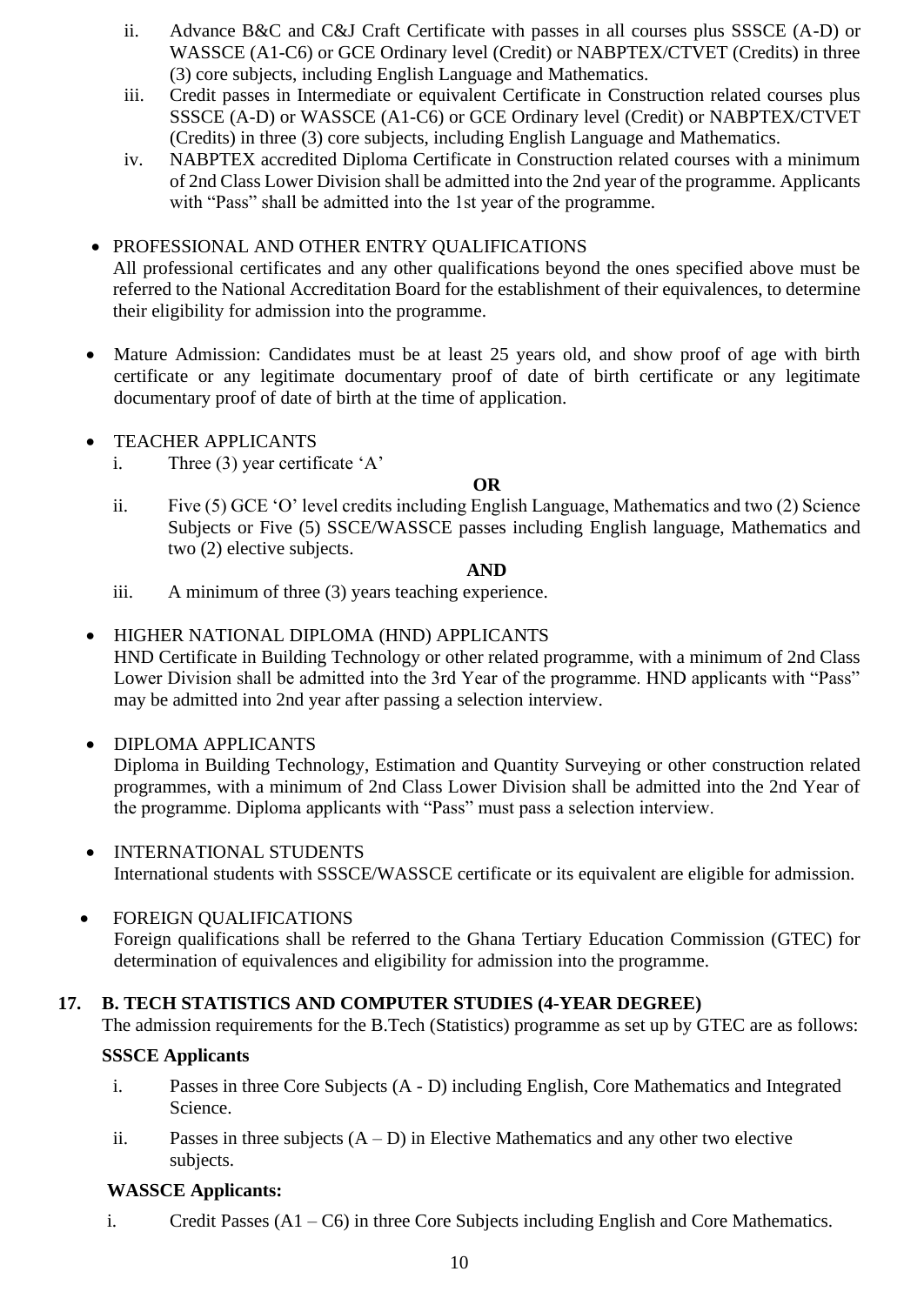ii. Advance B&C and C&J Craft Certificate with passes in all courses plus SSSCE (A-D) or WASSCE (A1-C6) or GCE Ordinary level (Credit) or NABPTEX/CTVET (Credits) in three (3) core subjects, including English Language and Mathematics.

iii. Credit passes in Intermediate or equivalent Certificate in Construction related courses plus SSSCE (A-D) or WASSCE (A1-C6) or GCE Ordinary level (Credit) or NABPTEX/CTVET (Credits) in three (3) core subjects, including English Language and Mathematics.

iv. NABPTEX accredited Diploma Certificate in Construction related courses with a minimum of 2nd Class Lower Division shall be admitted into the 2nd year of the programme. Applicants with "Pass" shall be admitted into the 1st year of the programme.

- PROFESSIONAL AND OTHER ENTRY QUALIFICATIONS
  All professional certificates and any other qualifications beyond the ones specified above must be referred to the National Accreditation Board for the establishment of their equivalences, to determine their eligibility for admission into the programme.

- Mature Admission: Candidates must be at least 25 years old, and show proof of age with birth certificate or any legitimate documentary proof of date of birth certificate or any legitimate documentary proof of date of birth at the time of application.

- TEACHER APPLICANTS
  i. Three (3) year certificate 'A'

  **OR**

  ii. Five (5) GCE 'O' level credits including English Language, Mathematics and two (2) Science Subjects or Five (5) SSCE/WASSCE passes including English language, Mathematics and two (2) elective subjects.

  **AND**

  iii. A minimum of three (3) years teaching experience.

- HIGHER NATIONAL DIPLOMA (HND) APPLICANTS
  HND Certificate in Building Technology or other related programme, with a minimum of 2nd Class Lower Division shall be admitted into the 3rd Year of the programme. HND applicants with "Pass" may be admitted into 2nd year after passing a selection interview.

- DIPLOMA APPLICANTS
  Diploma in Building Technology, Estimation and Quantity Surveying or other construction related programmes, with a minimum of 2nd Class Lower Division shall be admitted into the 2nd Year of the programme. Diploma applicants with "Pass" must pass a selection interview.

- INTERNATIONAL STUDENTS
  International students with SSSCE/WASSCE certificate or its equivalent are eligible for admission.

- FOREIGN QUALIFICATIONS
  Foreign qualifications shall be referred to the Ghana Tertiary Education Commission (GTEC) for determination of equivalences and eligibility for admission into the programme.

## 17. B. TECH STATISTICS AND COMPUTER STUDIES (4-YEAR DEGREE)

The admission requirements for the B.Tech (Statistics) programme as set up by GTEC are as follows:

**SSSCE Applicants**

i. Passes in three Core Subjects (A - D) including English, Core Mathematics and Integrated Science.

ii. Passes in three subjects (A – D) in Elective Mathematics and any other two elective subjects.

**WASSCE Applicants:**

i. Credit Passes (A1 – C6) in three Core Subjects including English and Core Mathematics.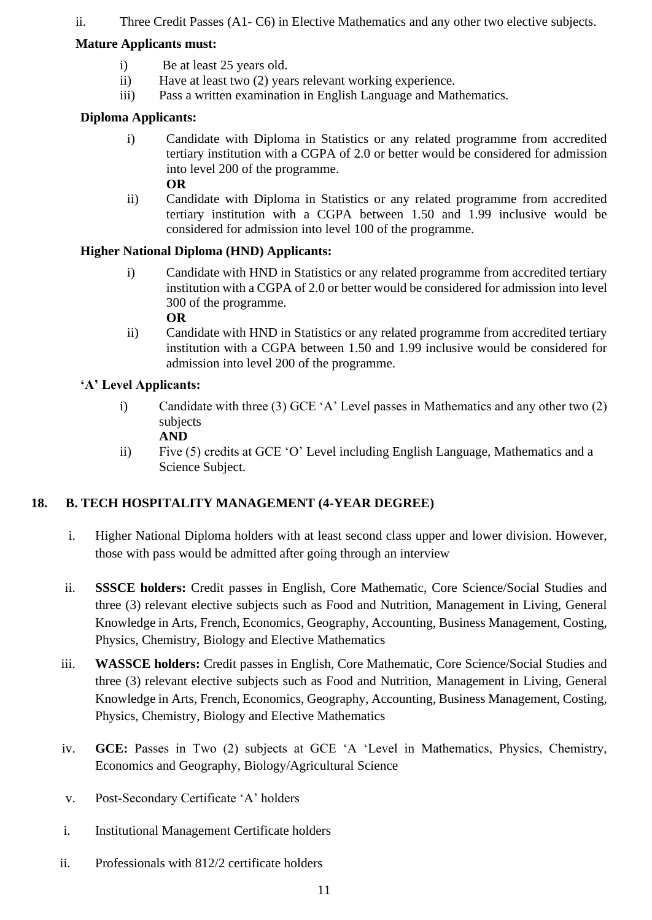ii. Three Credit Passes (A1- C6) in Elective Mathematics and any other two elective subjects.

**Mature Applicants must:**

i) Be at least 25 years old.
ii) Have at least two (2) years relevant working experience.
iii) Pass a written examination in English Language and Mathematics.

**Diploma Applicants:**

i) Candidate with Diploma in Statistics or any related programme from accredited tertiary institution with a CGPA of 2.0 or better would be considered for admission into level 200 of the programme.
**OR**
ii) Candidate with Diploma in Statistics or any related programme from accredited tertiary institution with a CGPA between 1.50 and 1.99 inclusive would be considered for admission into level 100 of the programme.

**Higher National Diploma (HND) Applicants:**

i) Candidate with HND in Statistics or any related programme from accredited tertiary institution with a CGPA of 2.0 or better would be considered for admission into level 300 of the programme.
**OR**
ii) Candidate with HND in Statistics or any related programme from accredited tertiary institution with a CGPA between 1.50 and 1.99 inclusive would be considered for admission into level 200 of the programme.

**'A' Level Applicants:**

i) Candidate with three (3) GCE 'A' Level passes in Mathematics and any other two (2) subjects
**AND**
ii) Five (5) credits at GCE 'O' Level including English Language, Mathematics and a Science Subject.

## 18. B. TECH HOSPITALITY MANAGEMENT (4-YEAR DEGREE)

i. Higher National Diploma holders with at least second class upper and lower division. However, those with pass would be admitted after going through an interview

ii. **SSSCE holders:** Credit passes in English, Core Mathematic, Core Science/Social Studies and three (3) relevant elective subjects such as Food and Nutrition, Management in Living, General Knowledge in Arts, French, Economics, Geography, Accounting, Business Management, Costing, Physics, Chemistry, Biology and Elective Mathematics

iii. **WASSCE holders:** Credit passes in English, Core Mathematic, Core Science/Social Studies and three (3) relevant elective subjects such as Food and Nutrition, Management in Living, General Knowledge in Arts, French, Economics, Geography, Accounting, Business Management, Costing, Physics, Chemistry, Biology and Elective Mathematics

iv. **GCE:** Passes in Two (2) subjects at GCE 'A 'Level in Mathematics, Physics, Chemistry, Economics and Geography, Biology/Agricultural Science

v. Post-Secondary Certificate 'A' holders

i. Institutional Management Certificate holders

ii. Professionals with 812/2 certificate holders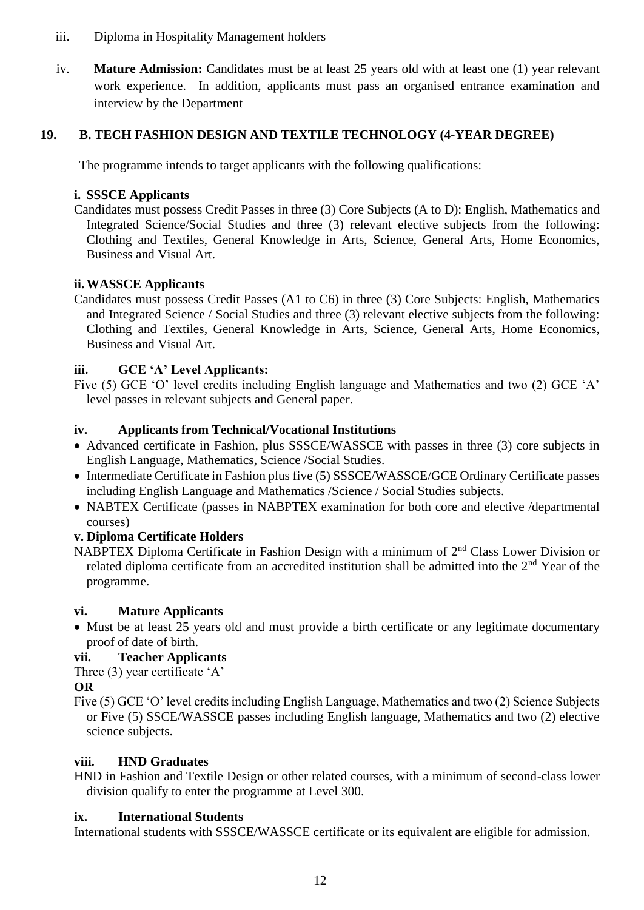iii. Diploma in Hospitality Management holders

iv. **Mature Admission:** Candidates must be at least 25 years old with at least one (1) year relevant work experience. In addition, applicants must pass an organised entrance examination and interview by the Department

## 19. B. TECH FASHION DESIGN AND TEXTILE TECHNOLOGY (4-YEAR DEGREE)

The programme intends to target applicants with the following qualifications:

### i. SSSCE Applicants

Candidates must possess Credit Passes in three (3) Core Subjects (A to D): English, Mathematics and Integrated Science/Social Studies and three (3) relevant elective subjects from the following: Clothing and Textiles, General Knowledge in Arts, Science, General Arts, Home Economics, Business and Visual Art.

### ii. WASSCE Applicants

Candidates must possess Credit Passes (A1 to C6) in three (3) Core Subjects: English, Mathematics and Integrated Science / Social Studies and three (3) relevant elective subjects from the following: Clothing and Textiles, General Knowledge in Arts, Science, General Arts, Home Economics, Business and Visual Art.

### iii. GCE 'A' Level Applicants:

Five (5) GCE 'O' level credits including English language and Mathematics and two (2) GCE 'A' level passes in relevant subjects and General paper.

### iv. Applicants from Technical/Vocational Institutions

- Advanced certificate in Fashion, plus SSSCE/WASSCE with passes in three (3) core subjects in English Language, Mathematics, Science /Social Studies.
- Intermediate Certificate in Fashion plus five (5) SSSCE/WASSCE/GCE Ordinary Certificate passes including English Language and Mathematics /Science / Social Studies subjects.
- NABTEX Certificate (passes in NABPTEX examination for both core and elective /departmental courses)

### v. Diploma Certificate Holders

NABPTEX Diploma Certificate in Fashion Design with a minimum of 2nd Class Lower Division or related diploma certificate from an accredited institution shall be admitted into the 2nd Year of the programme.

### vi. Mature Applicants

- Must be at least 25 years old and must provide a birth certificate or any legitimate documentary proof of date of birth.

### vii. Teacher Applicants

Three (3) year certificate 'A'

**OR**

Five (5) GCE 'O' level credits including English Language, Mathematics and two (2) Science Subjects or Five (5) SSCE/WASSCE passes including English language, Mathematics and two (2) elective science subjects.

### viii. HND Graduates

HND in Fashion and Textile Design or other related courses, with a minimum of second-class lower division qualify to enter the programme at Level 300.

### ix. International Students

International students with SSSCE/WASSCE certificate or its equivalent are eligible for admission.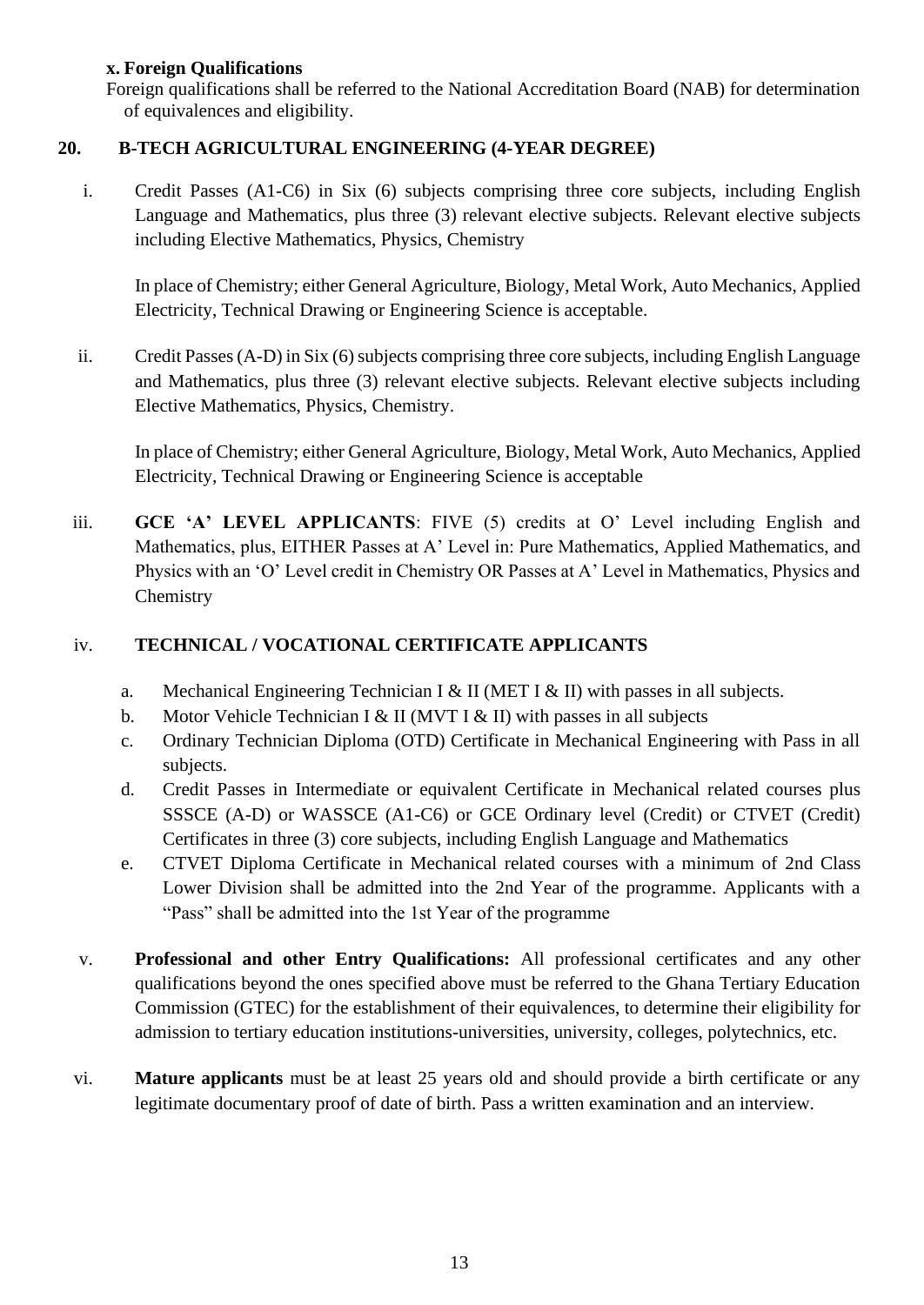**x. Foreign Qualifications**

Foreign qualifications shall be referred to the National Accreditation Board (NAB) for determination of equivalences and eligibility.

## 20. B-TECH AGRICULTURAL ENGINEERING (4-YEAR DEGREE)

i. Credit Passes (A1-C6) in Six (6) subjects comprising three core subjects, including English Language and Mathematics, plus three (3) relevant elective subjects. Relevant elective subjects including Elective Mathematics, Physics, Chemistry

   In place of Chemistry; either General Agriculture, Biology, Metal Work, Auto Mechanics, Applied Electricity, Technical Drawing or Engineering Science is acceptable.

ii. Credit Passes (A-D) in Six (6) subjects comprising three core subjects, including English Language and Mathematics, plus three (3) relevant elective subjects. Relevant elective subjects including Elective Mathematics, Physics, Chemistry.

   In place of Chemistry; either General Agriculture, Biology, Metal Work, Auto Mechanics, Applied Electricity, Technical Drawing or Engineering Science is acceptable

iii. **GCE 'A' LEVEL APPLICANTS**: FIVE (5) credits at O' Level including English and Mathematics, plus, EITHER Passes at A' Level in: Pure Mathematics, Applied Mathematics, and Physics with an 'O' Level credit in Chemistry OR Passes at A' Level in Mathematics, Physics and Chemistry

iv. **TECHNICAL / VOCATIONAL CERTIFICATE APPLICANTS**

   a. Mechanical Engineering Technician I & II (MET I & II) with passes in all subjects.
   b. Motor Vehicle Technician I & II (MVT I & II) with passes in all subjects
   c. Ordinary Technician Diploma (OTD) Certificate in Mechanical Engineering with Pass in all subjects.
   d. Credit Passes in Intermediate or equivalent Certificate in Mechanical related courses plus SSSCE (A-D) or WASSCE (A1-C6) or GCE Ordinary level (Credit) or CTVET (Credit) Certificates in three (3) core subjects, including English Language and Mathematics
   e. CTVET Diploma Certificate in Mechanical related courses with a minimum of 2nd Class Lower Division shall be admitted into the 2nd Year of the programme. Applicants with a "Pass" shall be admitted into the 1st Year of the programme

v. **Professional and other Entry Qualifications:** All professional certificates and any other qualifications beyond the ones specified above must be referred to the Ghana Tertiary Education Commission (GTEC) for the establishment of their equivalences, to determine their eligibility for admission to tertiary education institutions-universities, university, colleges, polytechnics, etc.

vi. **Mature applicants** must be at least 25 years old and should provide a birth certificate or any legitimate documentary proof of date of birth. Pass a written examination and an interview.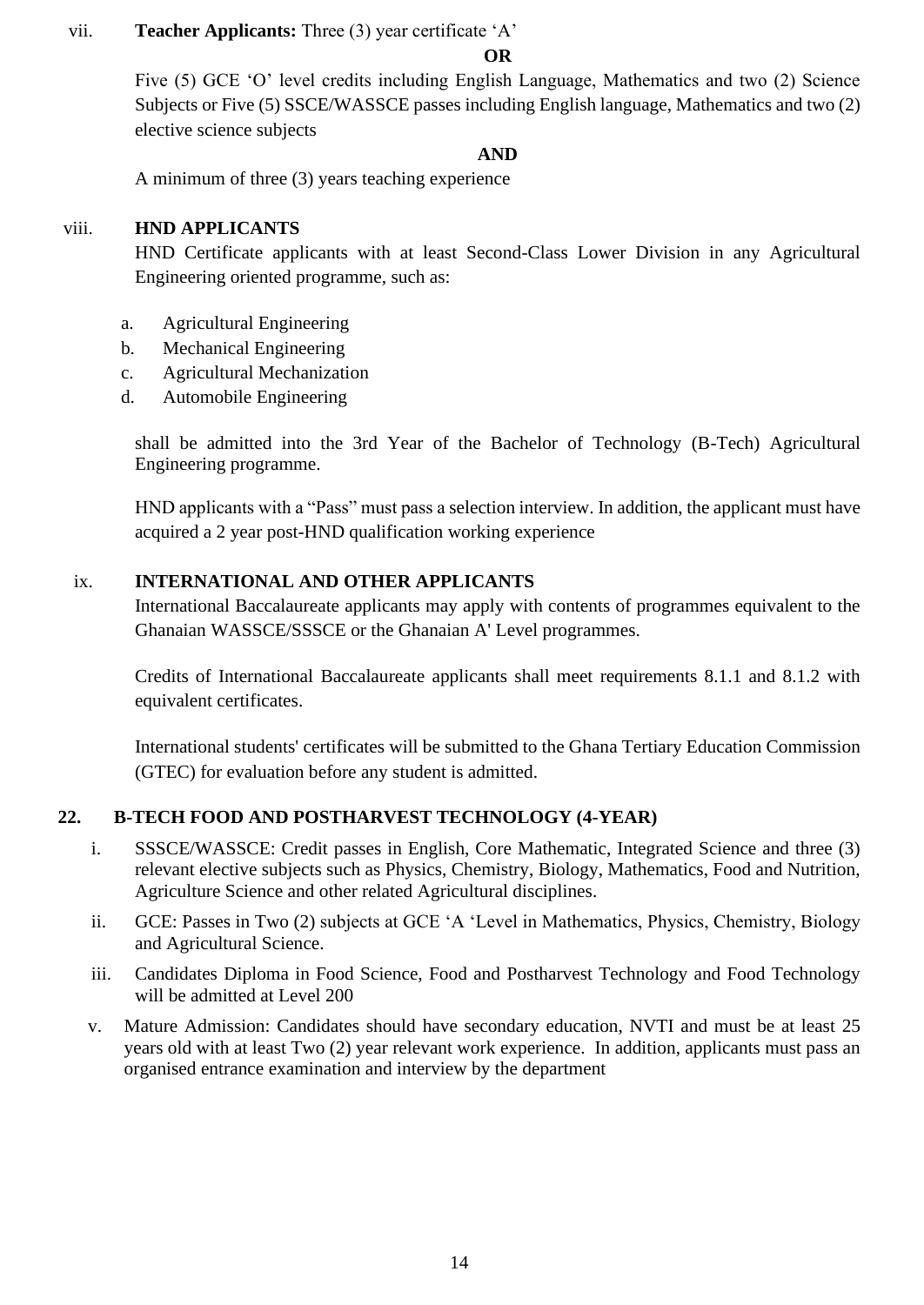vii. **Teacher Applicants:** Three (3) year certificate 'A'

**OR**

Five (5) GCE 'O' level credits including English Language, Mathematics and two (2) Science Subjects or Five (5) SSCE/WASSCE passes including English language, Mathematics and two (2) elective science subjects

**AND**

A minimum of three (3) years teaching experience

viii. **HND APPLICANTS**

HND Certificate applicants with at least Second-Class Lower Division in any Agricultural Engineering oriented programme, such as:

a. Agricultural Engineering
b. Mechanical Engineering
c. Agricultural Mechanization
d. Automobile Engineering

shall be admitted into the 3rd Year of the Bachelor of Technology (B-Tech) Agricultural Engineering programme.

HND applicants with a "Pass" must pass a selection interview. In addition, the applicant must have acquired a 2 year post-HND qualification working experience

ix. **INTERNATIONAL AND OTHER APPLICANTS**

International Baccalaureate applicants may apply with contents of programmes equivalent to the Ghanaian WASSCE/SSSCE or the Ghanaian A' Level programmes.

Credits of International Baccalaureate applicants shall meet requirements 8.1.1 and 8.1.2 with equivalent certificates.

International students' certificates will be submitted to the Ghana Tertiary Education Commission (GTEC) for evaluation before any student is admitted.

## 22. B-TECH FOOD AND POSTHARVEST TECHNOLOGY (4-YEAR)

i. SSSCE/WASSCE: Credit passes in English, Core Mathematic, Integrated Science and three (3) relevant elective subjects such as Physics, Chemistry, Biology, Mathematics, Food and Nutrition, Agriculture Science and other related Agricultural disciplines.

ii. GCE: Passes in Two (2) subjects at GCE 'A 'Level in Mathematics, Physics, Chemistry, Biology and Agricultural Science.

iii. Candidates Diploma in Food Science, Food and Postharvest Technology and Food Technology will be admitted at Level 200

v. Mature Admission: Candidates should have secondary education, NVTI and must be at least 25 years old with at least Two (2) year relevant work experience. In addition, applicants must pass an organised entrance examination and interview by the department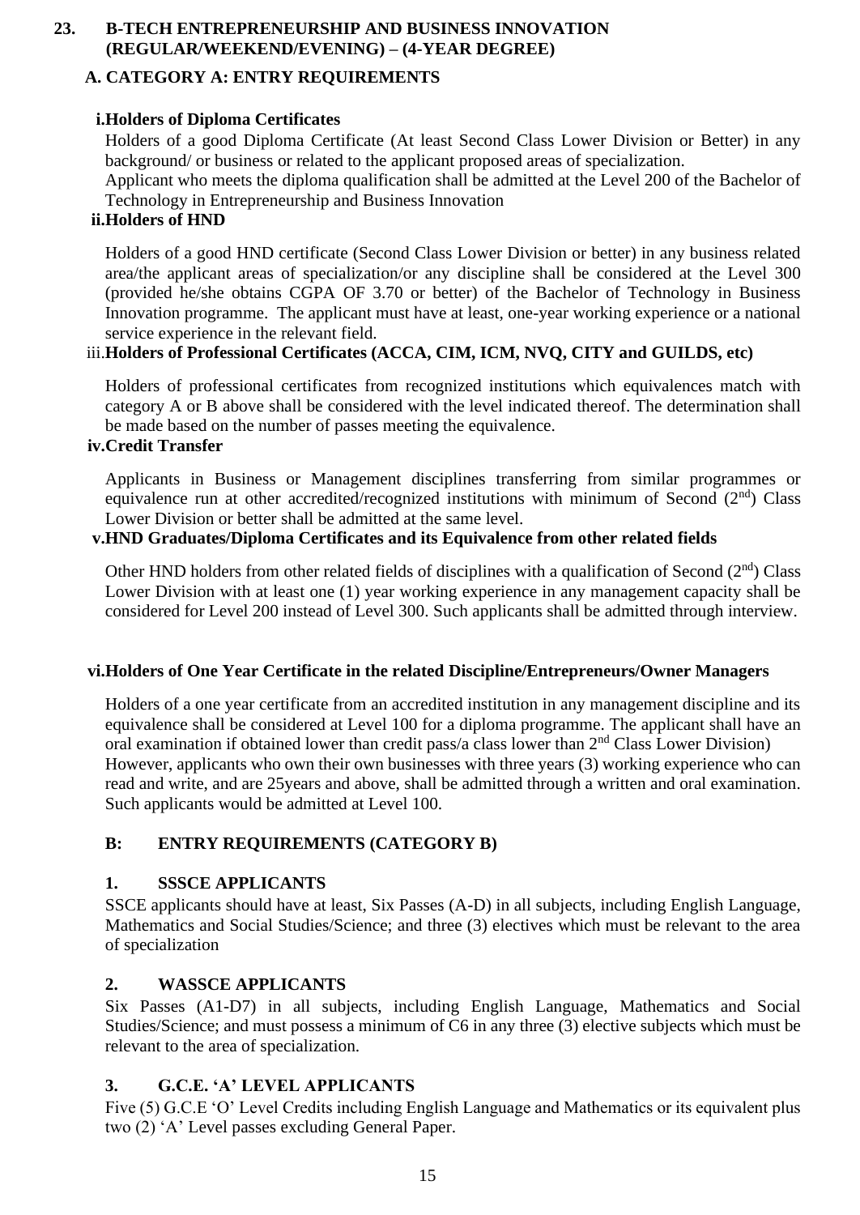## 23. B-TECH ENTREPRENEURSHIP AND BUSINESS INNOVATION (REGULAR/WEEKEND/EVENING) – (4-YEAR DEGREE)

### A. CATEGORY A: ENTRY REQUIREMENTS

**i. Holders of Diploma Certificates**

Holders of a good Diploma Certificate (At least Second Class Lower Division or Better) in any background/ or business or related to the applicant proposed areas of specialization.

Applicant who meets the diploma qualification shall be admitted at the Level 200 of the Bachelor of Technology in Entrepreneurship and Business Innovation

**ii. Holders of HND**

Holders of a good HND certificate (Second Class Lower Division or better) in any business related area/the applicant areas of specialization/or any discipline shall be considered at the Level 300 (provided he/she obtains CGPA OF 3.70 or better) of the Bachelor of Technology in Business Innovation programme. The applicant must have at least, one-year working experience or a national service experience in the relevant field.

**iii. Holders of Professional Certificates (ACCA, CIM, ICM, NVQ, CITY and GUILDS, etc)**

Holders of professional certificates from recognized institutions which equivalences match with category A or B above shall be considered with the level indicated thereof. The determination shall be made based on the number of passes meeting the equivalence.

**iv. Credit Transfer**

Applicants in Business or Management disciplines transferring from similar programmes or equivalence run at other accredited/recognized institutions with minimum of Second (2nd) Class Lower Division or better shall be admitted at the same level.

**v. HND Graduates/Diploma Certificates and its Equivalence from other related fields**

Other HND holders from other related fields of disciplines with a qualification of Second (2nd) Class Lower Division with at least one (1) year working experience in any management capacity shall be considered for Level 200 instead of Level 300. Such applicants shall be admitted through interview.

**vi. Holders of One Year Certificate in the related Discipline/Entrepreneurs/Owner Managers**

Holders of a one year certificate from an accredited institution in any management discipline and its equivalence shall be considered at Level 100 for a diploma programme. The applicant shall have an oral examination if obtained lower than credit pass/a class lower than 2nd Class Lower Division)

However, applicants who own their own businesses with three years (3) working experience who can read and write, and are 25years and above, shall be admitted through a written and oral examination. Such applicants would be admitted at Level 100.

### B: ENTRY REQUIREMENTS (CATEGORY B)

**1. SSSCE APPLICANTS**

SSCE applicants should have at least, Six Passes (A-D) in all subjects, including English Language, Mathematics and Social Studies/Science; and three (3) electives which must be relevant to the area of specialization

**2. WASSCE APPLICANTS**

Six Passes (A1-D7) in all subjects, including English Language, Mathematics and Social Studies/Science; and must possess a minimum of C6 in any three (3) elective subjects which must be relevant to the area of specialization.

**3. G.C.E. 'A' LEVEL APPLICANTS**

Five (5) G.C.E 'O' Level Credits including English Language and Mathematics or its equivalent plus two (2) 'A' Level passes excluding General Paper.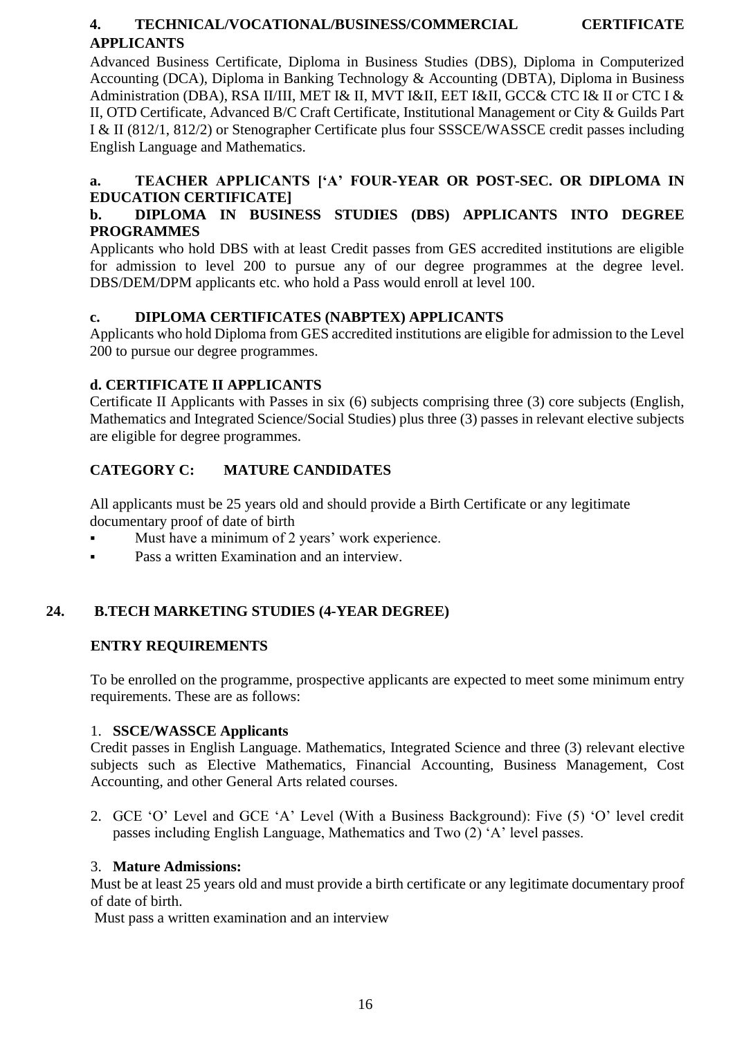## 4. TECHNICAL/VOCATIONAL/BUSINESS/COMMERCIAL CERTIFICATE APPLICANTS

Advanced Business Certificate, Diploma in Business Studies (DBS), Diploma in Computerized Accounting (DCA), Diploma in Banking Technology & Accounting (DBTA), Diploma in Business Administration (DBA), RSA II/III, MET I& II, MVT I&II, EET I&II, GCC& CTC I& II or CTC I & II, OTD Certificate, Advanced B/C Craft Certificate, Institutional Management or City & Guilds Part I & II (812/1, 812/2) or Stenographer Certificate plus four SSSCE/WASSCE credit passes including English Language and Mathematics.

### a. TEACHER APPLICANTS ['A' FOUR-YEAR OR POST-SEC. OR DIPLOMA IN EDUCATION CERTIFICATE]

### b. DIPLOMA IN BUSINESS STUDIES (DBS) APPLICANTS INTO DEGREE PROGRAMMES

Applicants who hold DBS with at least Credit passes from GES accredited institutions are eligible for admission to level 200 to pursue any of our degree programmes at the degree level. DBS/DEM/DPM applicants etc. who hold a Pass would enroll at level 100.

### c. DIPLOMA CERTIFICATES (NABPTEX) APPLICANTS

Applicants who hold Diploma from GES accredited institutions are eligible for admission to the Level 200 to pursue our degree programmes.

### d. CERTIFICATE II APPLICANTS

Certificate II Applicants with Passes in six (6) subjects comprising three (3) core subjects (English, Mathematics and Integrated Science/Social Studies) plus three (3) passes in relevant elective subjects are eligible for degree programmes.

## CATEGORY C: MATURE CANDIDATES

All applicants must be 25 years old and should provide a Birth Certificate or any legitimate documentary proof of date of birth

- Must have a minimum of 2 years' work experience.
- Pass a written Examination and an interview.

## 24. B.TECH MARKETING STUDIES (4-YEAR DEGREE)

### ENTRY REQUIREMENTS

To be enrolled on the programme, prospective applicants are expected to meet some minimum entry requirements. These are as follows:

1. **SSCE/WASSCE Applicants**

Credit passes in English Language. Mathematics, Integrated Science and three (3) relevant elective subjects such as Elective Mathematics, Financial Accounting, Business Management, Cost Accounting, and other General Arts related courses.

2. GCE 'O' Level and GCE 'A' Level (With a Business Background): Five (5) 'O' level credit passes including English Language, Mathematics and Two (2) 'A' level passes.

3. **Mature Admissions:**

Must be at least 25 years old and must provide a birth certificate or any legitimate documentary proof of date of birth.

Must pass a written examination and an interview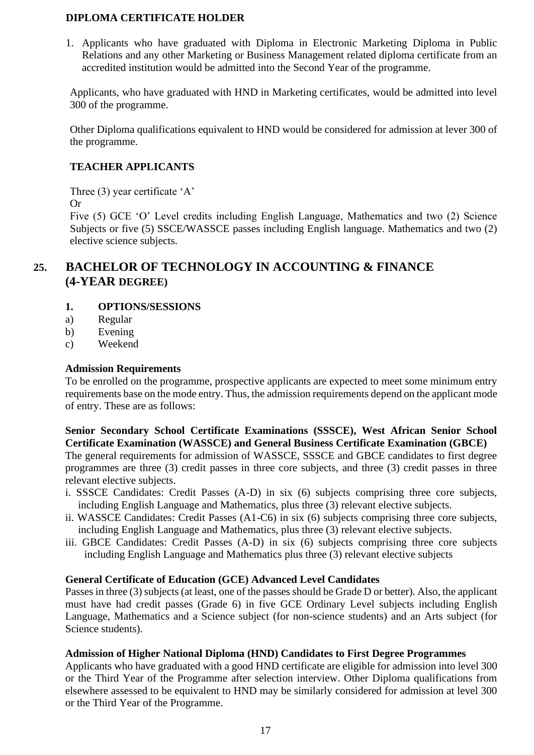**DIPLOMA CERTIFICATE HOLDER**

1. Applicants who have graduated with Diploma in Electronic Marketing Diploma in Public Relations and any other Marketing or Business Management related diploma certificate from an accredited institution would be admitted into the Second Year of the programme.

Applicants, who have graduated with HND in Marketing certificates, would be admitted into level 300 of the programme.

Other Diploma qualifications equivalent to HND would be considered for admission at lever 300 of the programme.

**TEACHER APPLICANTS**

Three (3) year certificate 'A'

Or

Five (5) GCE 'O' Level credits including English Language, Mathematics and two (2) Science Subjects or five (5) SSCE/WASSCE passes including English language. Mathematics and two (2) elective science subjects.

## 25. BACHELOR OF TECHNOLOGY IN ACCOUNTING & FINANCE (4-YEAR DEGREE)

**1. OPTIONS/SESSIONS**

a) Regular
b) Evening
c) Weekend

**Admission Requirements**

To be enrolled on the programme, prospective applicants are expected to meet some minimum entry requirements base on the mode entry. Thus, the admission requirements depend on the applicant mode of entry. These are as follows:

**Senior Secondary School Certificate Examinations (SSSCE), West African Senior School Certificate Examination (WASSCE) and General Business Certificate Examination (GBCE)**

The general requirements for admission of WASSCE, SSSCE and GBCE candidates to first degree programmes are three (3) credit passes in three core subjects, and three (3) credit passes in three relevant elective subjects.

i. SSSCE Candidates: Credit Passes (A-D) in six (6) subjects comprising three core subjects, including English Language and Mathematics, plus three (3) relevant elective subjects.
ii. WASSCE Candidates: Credit Passes (A1-C6) in six (6) subjects comprising three core subjects, including English Language and Mathematics, plus three (3) relevant elective subjects.
iii. GBCE Candidates: Credit Passes (A-D) in six (6) subjects comprising three core subjects including English Language and Mathematics plus three (3) relevant elective subjects

**General Certificate of Education (GCE) Advanced Level Candidates**

Passes in three (3) subjects (at least, one of the passes should be Grade D or better). Also, the applicant must have had credit passes (Grade 6) in five GCE Ordinary Level subjects including English Language, Mathematics and a Science subject (for non-science students) and an Arts subject (for Science students).

**Admission of Higher National Diploma (HND) Candidates to First Degree Programmes**

Applicants who have graduated with a good HND certificate are eligible for admission into level 300 or the Third Year of the Programme after selection interview. Other Diploma qualifications from elsewhere assessed to be equivalent to HND may be similarly considered for admission at level 300 or the Third Year of the Programme.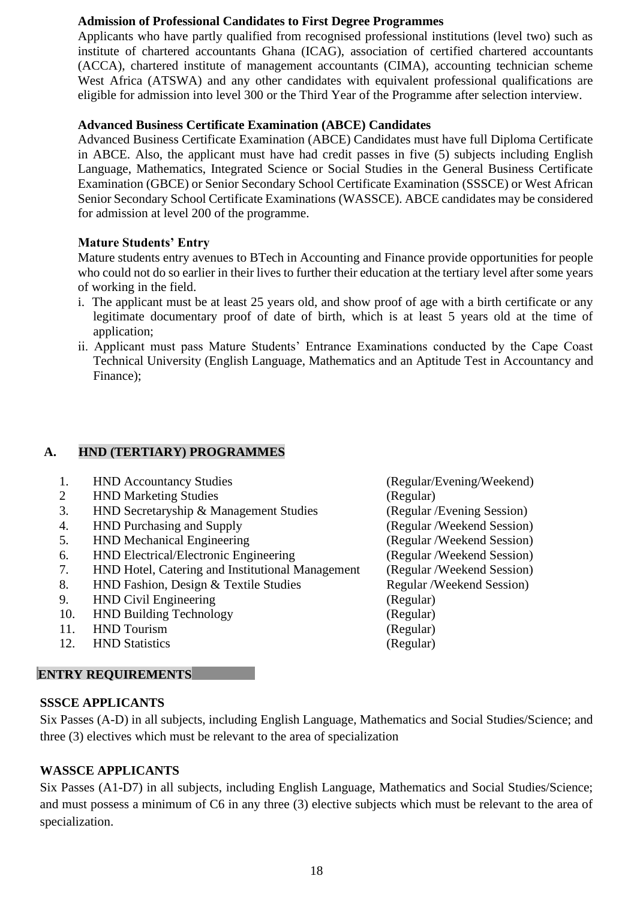### Admission of Professional Candidates to First Degree Programmes

Applicants who have partly qualified from recognised professional institutions (level two) such as institute of chartered accountants Ghana (ICAG), association of certified chartered accountants (ACCA), chartered institute of management accountants (CIMA), accounting technician scheme West Africa (ATSWA) and any other candidates with equivalent professional qualifications are eligible for admission into level 300 or the Third Year of the Programme after selection interview.

### Advanced Business Certificate Examination (ABCE) Candidates

Advanced Business Certificate Examination (ABCE) Candidates must have full Diploma Certificate in ABCE. Also, the applicant must have had credit passes in five (5) subjects including English Language, Mathematics, Integrated Science or Social Studies in the General Business Certificate Examination (GBCE) or Senior Secondary School Certificate Examination (SSSCE) or West African Senior Secondary School Certificate Examinations (WASSCE). ABCE candidates may be considered for admission at level 200 of the programme.

### Mature Students' Entry

Mature students entry avenues to BTech in Accounting and Finance provide opportunities for people who could not do so earlier in their lives to further their education at the tertiary level after some years of working in the field.

i. The applicant must be at least 25 years old, and show proof of age with a birth certificate or any legitimate documentary proof of date of birth, which is at least 5 years old at the time of application;

ii. Applicant must pass Mature Students' Entrance Examinations conducted by the Cape Coast Technical University (English Language, Mathematics and an Aptitude Test in Accountancy and Finance);

## A. HND (TERTIARY) PROGRAMMES

| | | |
|---|---|---|
| 1. | HND Accountancy Studies | (Regular/Evening/Weekend) |
| 2 | HND Marketing Studies | (Regular) |
| 3. | HND Secretaryship & Management Studies | (Regular /Evening Session) |
| 4. | HND Purchasing and Supply | (Regular /Weekend Session) |
| 5. | HND Mechanical Engineering | (Regular /Weekend Session) |
| 6. | HND Electrical/Electronic Engineering | (Regular /Weekend Session) |
| 7. | HND Hotel, Catering and Institutional Management | (Regular /Weekend Session) |
| 8. | HND Fashion, Design & Textile Studies | Regular /Weekend Session) |
| 9. | HND Civil Engineering | (Regular) |
| 10. | HND Building Technology | (Regular) |
| 11. | HND Tourism | (Regular) |
| 12. | HND Statistics | (Regular) |

## ENTRY REQUIREMENTS

### SSSCE APPLICANTS

Six Passes (A-D) in all subjects, including English Language, Mathematics and Social Studies/Science; and three (3) electives which must be relevant to the area of specialization

### WASSCE APPLICANTS

Six Passes (A1-D7) in all subjects, including English Language, Mathematics and Social Studies/Science; and must possess a minimum of C6 in any three (3) elective subjects which must be relevant to the area of specialization.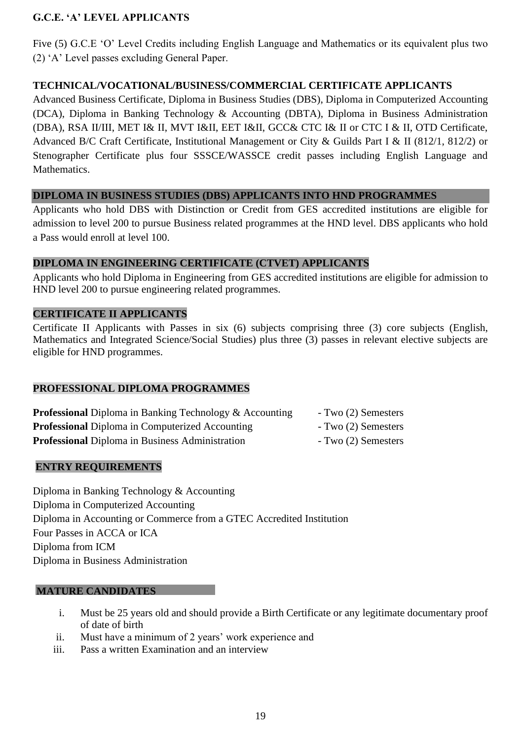### G.C.E. 'A' LEVEL APPLICANTS

Five (5) G.C.E 'O' Level Credits including English Language and Mathematics or its equivalent plus two (2) 'A' Level passes excluding General Paper.

### TECHNICAL/VOCATIONAL/BUSINESS/COMMERCIAL CERTIFICATE APPLICANTS

Advanced Business Certificate, Diploma in Business Studies (DBS), Diploma in Computerized Accounting (DCA), Diploma in Banking Technology & Accounting (DBTA), Diploma in Business Administration (DBA), RSA II/III, MET I& II, MVT I&II, EET I&II, GCC& CTC I& II or CTC I & II, OTD Certificate, Advanced B/C Craft Certificate, Institutional Management or City & Guilds Part I & II (812/1, 812/2) or Stenographer Certificate plus four SSSCE/WASSCE credit passes including English Language and Mathematics.

### DIPLOMA IN BUSINESS STUDIES (DBS) APPLICANTS INTO HND PROGRAMMES

Applicants who hold DBS with Distinction or Credit from GES accredited institutions are eligible for admission to level 200 to pursue Business related programmes at the HND level. DBS applicants who hold a Pass would enroll at level 100.

### DIPLOMA IN ENGINEERING CERTIFICATE (CTVET) APPLICANTS

Applicants who hold Diploma in Engineering from GES accredited institutions are eligible for admission to HND level 200 to pursue engineering related programmes.

### CERTIFICATE II APPLICANTS

Certificate II Applicants with Passes in six (6) subjects comprising three (3) core subjects (English, Mathematics and Integrated Science/Social Studies) plus three (3) passes in relevant elective subjects are eligible for HND programmes.

### PROFESSIONAL DIPLOMA PROGRAMMES

**Professional** Diploma in Banking Technology & Accounting - Two (2) Semesters
**Professional** Diploma in Computerized Accounting - Two (2) Semesters
**Professional** Diploma in Business Administration - Two (2) Semesters

### ENTRY REQUIREMENTS

Diploma in Banking Technology & Accounting
Diploma in Computerized Accounting
Diploma in Accounting or Commerce from a GTEC Accredited Institution
Four Passes in ACCA or ICA
Diploma from ICM
Diploma in Business Administration

### MATURE CANDIDATES

i. Must be 25 years old and should provide a Birth Certificate or any legitimate documentary proof of date of birth
ii. Must have a minimum of 2 years' work experience and
iii. Pass a written Examination and an interview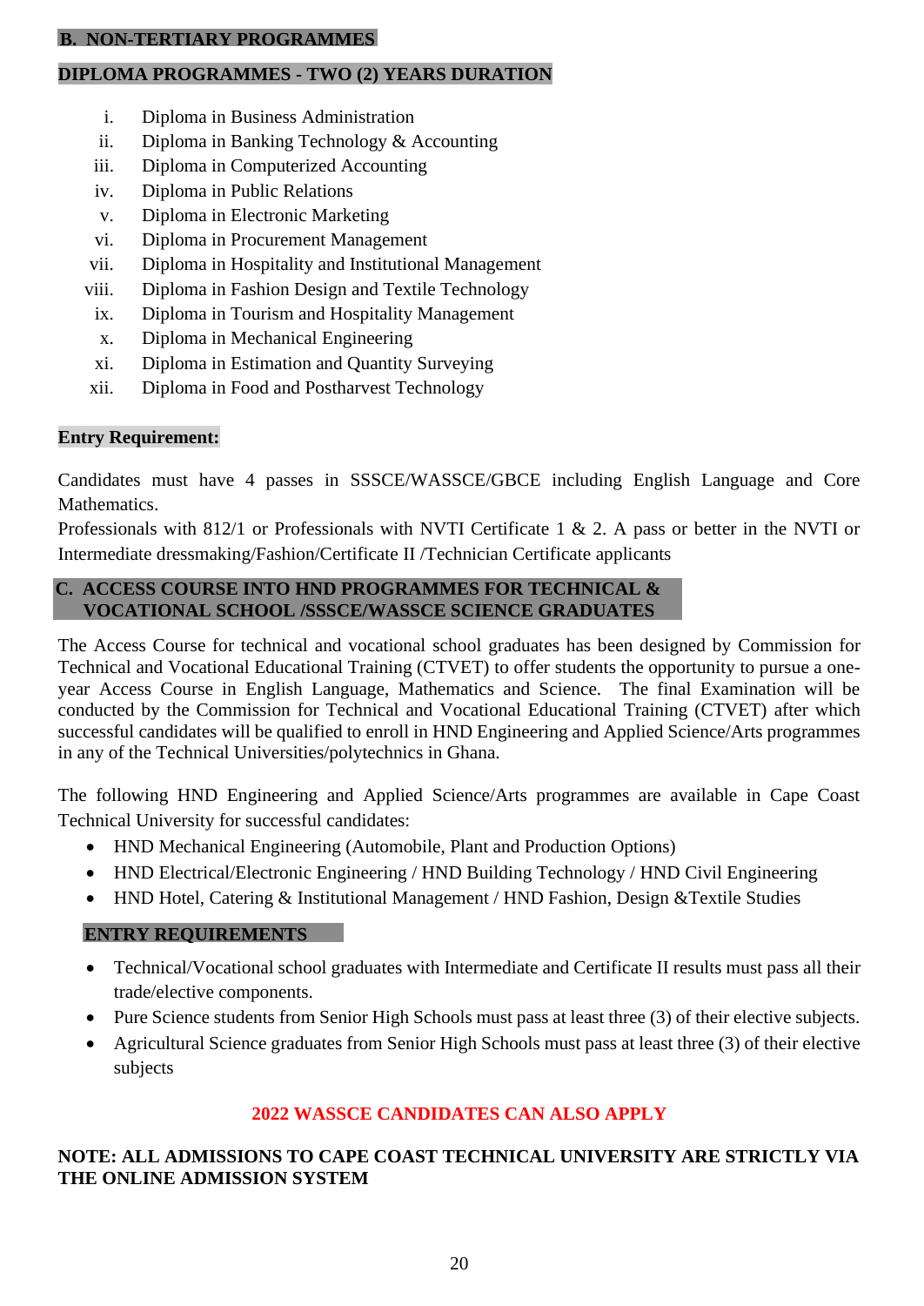## B. NON-TERTIARY PROGRAMMES

### DIPLOMA PROGRAMMES - TWO (2) YEARS DURATION

i. Diploma in Business Administration
ii. Diploma in Banking Technology & Accounting
iii. Diploma in Computerized Accounting
iv. Diploma in Public Relations
v. Diploma in Electronic Marketing
vi. Diploma in Procurement Management
vii. Diploma in Hospitality and Institutional Management
viii. Diploma in Fashion Design and Textile Technology
ix. Diploma in Tourism and Hospitality Management
x. Diploma in Mechanical Engineering
xi. Diploma in Estimation and Quantity Surveying
xii. Diploma in Food and Postharvest Technology

**Entry Requirement:**

Candidates must have 4 passes in SSSCE/WASSCE/GBCE including English Language and Core Mathematics.
Professionals with 812/1 or Professionals with NVTI Certificate 1 & 2. A pass or better in the NVTI or Intermediate dressmaking/Fashion/Certificate II /Technician Certificate applicants

## C. ACCESS COURSE INTO HND PROGRAMMES FOR TECHNICAL & VOCATIONAL SCHOOL /SSSCE/WASSCE SCIENCE GRADUATES

The Access Course for technical and vocational school graduates has been designed by Commission for Technical and Vocational Educational Training (CTVET) to offer students the opportunity to pursue a one-year Access Course in English Language, Mathematics and Science. The final Examination will be conducted by the Commission for Technical and Vocational Educational Training (CTVET) after which successful candidates will be qualified to enroll in HND Engineering and Applied Science/Arts programmes in any of the Technical Universities/polytechnics in Ghana.

The following HND Engineering and Applied Science/Arts programmes are available in Cape Coast Technical University for successful candidates:

- HND Mechanical Engineering (Automobile, Plant and Production Options)
- HND Electrical/Electronic Engineering / HND Building Technology / HND Civil Engineering
- HND Hotel, Catering & Institutional Management / HND Fashion, Design &Textile Studies

### ENTRY REQUIREMENTS

- Technical/Vocational school graduates with Intermediate and Certificate II results must pass all their trade/elective components.
- Pure Science students from Senior High Schools must pass at least three (3) of their elective subjects.
- Agricultural Science graduates from Senior High Schools must pass at least three (3) of their elective subjects

**2022 WASSCE CANDIDATES CAN ALSO APPLY**

**NOTE: ALL ADMISSIONS TO CAPE COAST TECHNICAL UNIVERSITY ARE STRICTLY VIA THE ONLINE ADMISSION SYSTEM**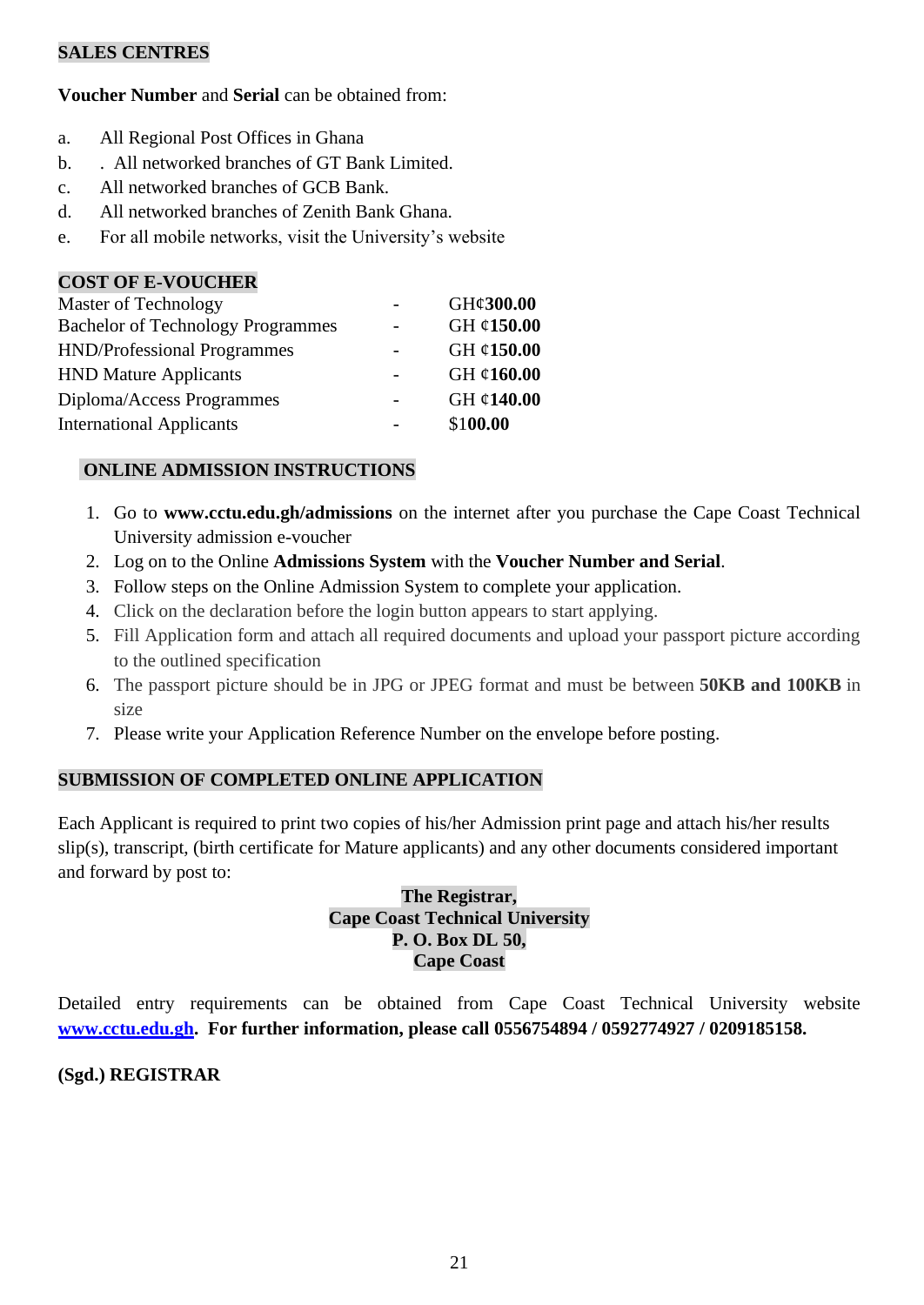**SALES CENTRES**

**Voucher Number** and **Serial** can be obtained from:

a. All Regional Post Offices in Ghana
b. . All networked branches of GT Bank Limited.
c. All networked branches of GCB Bank.
d. All networked branches of Zenith Bank Ghana.
e. For all mobile networks, visit the University's website

**COST OF E-VOUCHER**

| | | |
|---|---|---|
| Master of Technology | - | GH¢**300.00** |
| Bachelor of Technology Programmes | - | GH ¢**150.00** |
| HND/Professional Programmes | - | GH ¢**150.00** |
| HND Mature Applicants | - | GH ¢**160.00** |
| Diploma/Access Programmes | - | GH ¢**140.00** |
| International Applicants | - | $1**00.00** |

**ONLINE ADMISSION INSTRUCTIONS**

1. Go to **www.cctu.edu.gh/admissions** on the internet after you purchase the Cape Coast Technical University admission e-voucher
2. Log on to the Online **Admissions System** with the **Voucher Number and Serial**.
3. Follow steps on the Online Admission System to complete your application.
4. Click on the declaration before the login button appears to start applying.
5. Fill Application form and attach all required documents and upload your passport picture according to the outlined specification
6. The passport picture should be in JPG or JPEG format and must be between **50KB and 100KB** in size
7. Please write your Application Reference Number on the envelope before posting.

**SUBMISSION OF COMPLETED ONLINE APPLICATION**

Each Applicant is required to print two copies of his/her Admission print page and attach his/her results slip(s), transcript, (birth certificate for Mature applicants) and any other documents considered important and forward by post to:

**The Registrar,**
**Cape Coast Technical University**
**P. O. Box DL 50,**
**Cape Coast**

Detailed entry requirements can be obtained from Cape Coast Technical University website [www.cctu.edu.gh](http://www.cctu.edu.gh). **For further information, please call 0556754894 / 0592774927 / 0209185158.**

**(Sgd.) REGISTRAR**